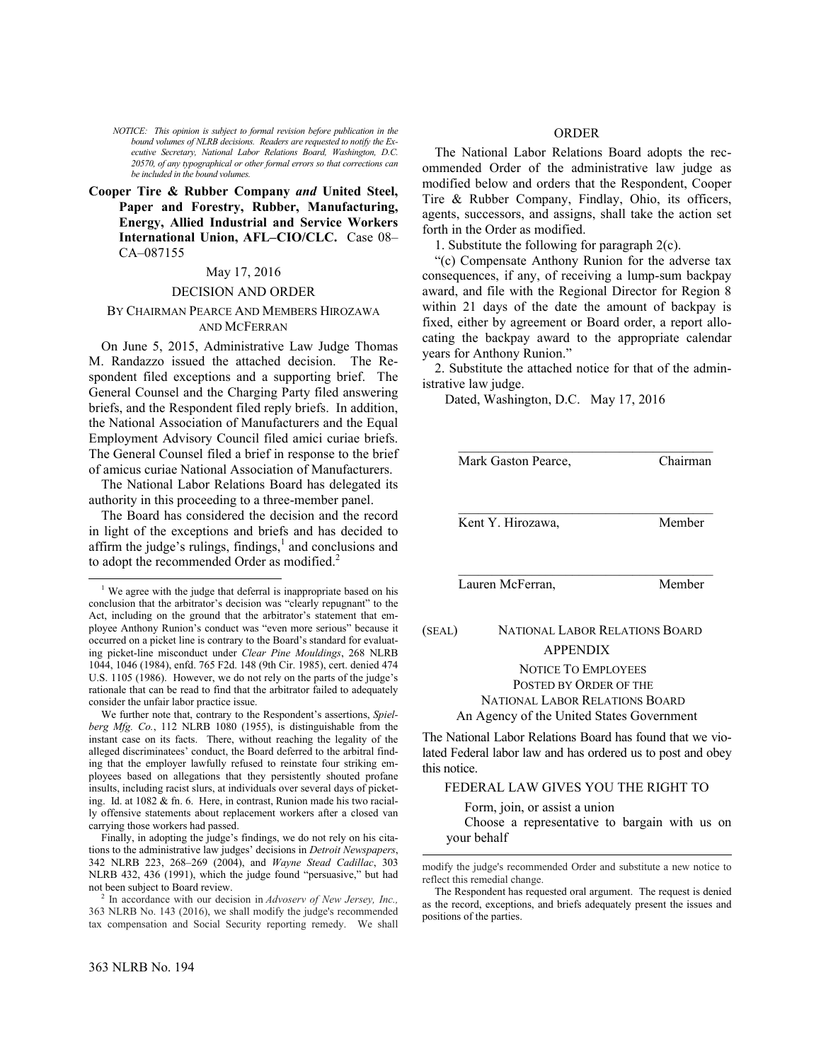*NOTICE: This opinion is subject to formal revision before publication in the bound volumes of NLRB decisions. Readers are requested to notify the Executive Secretary, National Labor Relations Board, Washington, D.C. 20570, of any typographical or other formal errors so that corrections can be included in the bound volumes.*

**Cooper Tire & Rubber Company *and* United Steel, Paper and Forestry, Rubber, Manufacturing, Energy, Allied Industrial and Service Workers International Union, AFL–CIO/CLC.** Case 08–CA–087155

May 17, 2016

DECISION AND ORDER

BY CHAIRMAN PEARCE AND MEMBERS HIROZAWA AND MCFERRAN

On June 5, 2015, Administrative Law Judge Thomas M. Randazzo issued the attached decision. The Respondent filed exceptions and a supporting brief. The General Counsel and the Charging Party filed answering briefs, and the Respondent filed reply briefs. In addition, the National Association of Manufacturers and the Equal Employment Advisory Council filed amici curiae briefs. The General Counsel filed a brief in response to the brief of amicus curiae National Association of Manufacturers.

The National Labor Relations Board has delegated its authority in this proceeding to a three-member panel.

The Board has considered the decision and the record in light of the exceptions and briefs and has decided to affirm the judge's rulings, findings,[1] and conclusions and to adopt the recommended Order as modified.[2]

ORDER

The National Labor Relations Board adopts the recommended Order of the administrative law judge as modified below and orders that the Respondent, Cooper Tire & Rubber Company, Findlay, Ohio, its officers, agents, successors, and assigns, shall take the action set forth in the Order as modified.

1. Substitute the following for paragraph 2(c).

"(c) Compensate Anthony Runion for the adverse tax consequences, if any, of receiving a lump-sum backpay award, and file with the Regional Director for Region 8 within 21 days of the date the amount of backpay is fixed, either by agreement or Board order, a report allocating the backpay award to the appropriate calendar years for Anthony Runion."

2. Substitute the attached notice for that of the administrative law judge.

Dated, Washington, D.C. May 17, 2016

Mark Gaston Pearce, Chairman

Kent Y. Hirozawa, Member

Lauren McFerran, Member

(SEAL) NATIONAL LABOR RELATIONS BOARD

APPENDIX

NOTICE TO EMPLOYEES
POSTED BY ORDER OF THE
NATIONAL LABOR RELATIONS BOARD
An Agency of the United States Government

The National Labor Relations Board has found that we violated Federal labor law and has ordered us to post and obey this notice.

FEDERAL LAW GIVES YOU THE RIGHT TO

Form, join, or assist a union

Choose a representative to bargain with us on your behalf

---

[1] We agree with the judge that deferral is inappropriate based on his conclusion that the arbitrator's decision was "clearly repugnant" to the Act, including on the ground that the arbitrator's statement that employee Anthony Runion's conduct was "even more serious" because it occurred on a picket line is contrary to the Board's standard for evaluating picket-line misconduct under *Clear Pine Mouldings*, 268 NLRB 1044, 1046 (1984), enfd. 765 F2d. 148 (9th Cir. 1985), cert. denied 474 U.S. 1105 (1986). However, we do not rely on the parts of the judge's rationale that can be read to find that the arbitrator failed to adequately consider the unfair labor practice issue.

We further note that, contrary to the Respondent's assertions, *Spielberg Mfg. Co.*, 112 NLRB 1080 (1955), is distinguishable from the instant case on its facts. There, without reaching the legality of the alleged discriminatees' conduct, the Board deferred to the arbitral finding that the employer lawfully refused to reinstate four striking employees based on allegations that they persistently shouted profane insults, including racist slurs, at individuals over several days of picketing. Id. at 1082 & fn. 6. Here, in contrast, Runion made his two racially offensive statements about replacement workers after a closed van carrying those workers had passed.

Finally, in adopting the judge's findings, we do not rely on his citations to the administrative law judges' decisions in *Detroit Newspapers*, 342 NLRB 223, 268–269 (2004), and *Wayne Stead Cadillac*, 303 NLRB 432, 436 (1991), which the judge found "persuasive," but had not been subject to Board review.

[2] In accordance with our decision in *Advoserv of New Jersey, Inc.*, 363 NLRB No. 143 (2016), we shall modify the judge's recommended tax compensation and Social Security reporting remedy. We shall modify the judge's recommended Order and substitute a new notice to reflect this remedial change.

The Respondent has requested oral argument. The request is denied as the record, exceptions, and briefs adequately present the issues and positions of the parties.

363 NLRB No. 194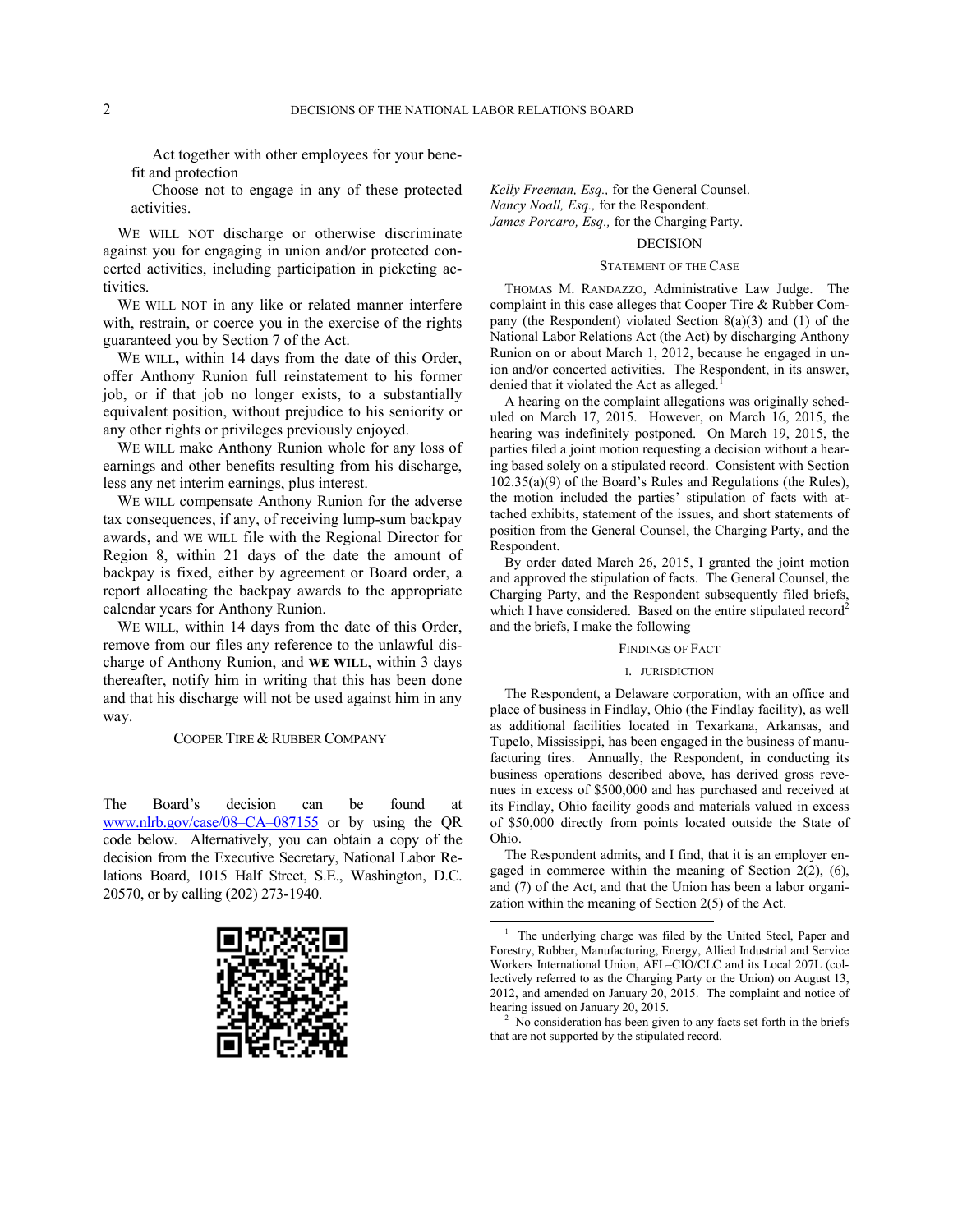Act together with other employees for your benefit and protection

Choose not to engage in any of these protected activities.

WE WILL NOT discharge or otherwise discriminate against you for engaging in union and/or protected concerted activities, including participation in picketing activities.

WE WILL NOT in any like or related manner interfere with, restrain, or coerce you in the exercise of the rights guaranteed you by Section 7 of the Act.

WE WILL**,** within 14 days from the date of this Order, offer Anthony Runion full reinstatement to his former job, or if that job no longer exists, to a substantially equivalent position, without prejudice to his seniority or any other rights or privileges previously enjoyed.

WE WILL make Anthony Runion whole for any loss of earnings and other benefits resulting from his discharge, less any net interim earnings, plus interest.

WE WILL compensate Anthony Runion for the adverse tax consequences, if any, of receiving lump-sum backpay awards, and WE WILL file with the Regional Director for Region 8, within 21 days of the date the amount of backpay is fixed, either by agreement or Board order, a report allocating the backpay awards to the appropriate calendar years for Anthony Runion.

WE WILL, within 14 days from the date of this Order, remove from our files any reference to the unlawful discharge of Anthony Runion, and **WE WILL**, within 3 days thereafter, notify him in writing that this has been done and that his discharge will not be used against him in any way.

COOPER TIRE & RUBBER COMPANY

The Board's decision can be found at www.nlrb.gov/case/08–CA–087155 or by using the QR code below. Alternatively, you can obtain a copy of the decision from the Executive Secretary, National Labor Relations Board, 1015 Half Street, S.E., Washington, D.C. 20570, or by calling (202) 273-1940.

*Kelly Freeman, Esq.,* for the General Counsel.
*Nancy Noall, Esq.,* for the Respondent.
*James Porcaro, Esq.,* for the Charging Party.

## DECISION

### STATEMENT OF THE CASE

THOMAS M. RANDAZZO, Administrative Law Judge. The complaint in this case alleges that Cooper Tire & Rubber Company (the Respondent) violated Section 8(a)(3) and (1) of the National Labor Relations Act (the Act) by discharging Anthony Runion on or about March 1, 2012, because he engaged in union and/or concerted activities. The Respondent, in its answer, denied that it violated the Act as alleged.[1]

A hearing on the complaint allegations was originally scheduled on March 17, 2015. However, on March 16, 2015, the hearing was indefinitely postponed. On March 19, 2015, the parties filed a joint motion requesting a decision without a hearing based solely on a stipulated record. Consistent with Section 102.35(a)(9) of the Board's Rules and Regulations (the Rules), the motion included the parties' stipulation of facts with attached exhibits, statement of the issues, and short statements of position from the General Counsel, the Charging Party, and the Respondent.

By order dated March 26, 2015, I granted the joint motion and approved the stipulation of facts. The General Counsel, the Charging Party, and the Respondent subsequently filed briefs, which I have considered. Based on the entire stipulated record[2] and the briefs, I make the following

### FINDINGS OF FACT

#### I. JURISDICTION

The Respondent, a Delaware corporation, with an office and place of business in Findlay, Ohio (the Findlay facility), as well as additional facilities located in Texarkana, Arkansas, and Tupelo, Mississippi, has been engaged in the business of manufacturing tires. Annually, the Respondent, in conducting its business operations described above, has derived gross revenues in excess of $500,000 and has purchased and received at its Findlay, Ohio facility goods and materials valued in excess of $50,000 directly from points located outside the State of Ohio.

The Respondent admits, and I find, that it is an employer engaged in commerce within the meaning of Section 2(2), (6), and (7) of the Act, and that the Union has been a labor organization within the meaning of Section 2(5) of the Act.

---

[1] The underlying charge was filed by the United Steel, Paper and Forestry, Rubber, Manufacturing, Energy, Allied Industrial and Service Workers International Union, AFL–CIO/CLC and its Local 207L (collectively referred to as the Charging Party or the Union) on August 13, 2012, and amended on January 20, 2015. The complaint and notice of hearing issued on January 20, 2015.

[2] No consideration has been given to any facts set forth in the briefs that are not supported by the stipulated record.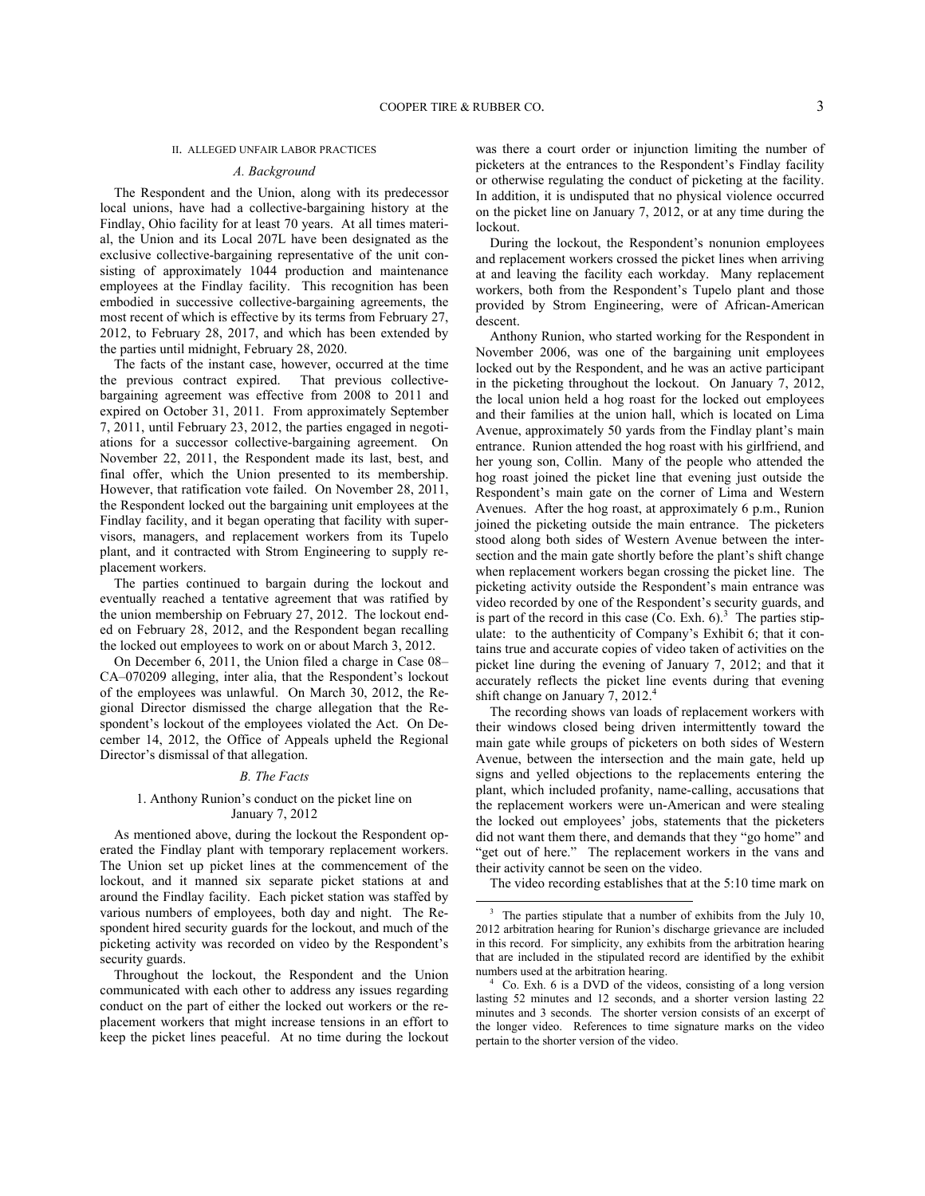## II. ALLEGED UNFAIR LABOR PRACTICES

### *A. Background*

The Respondent and the Union, along with its predecessor local unions, have had a collective-bargaining history at the Findlay, Ohio facility for at least 70 years. At all times material, the Union and its Local 207L have been designated as the exclusive collective-bargaining representative of the unit consisting of approximately 1044 production and maintenance employees at the Findlay facility. This recognition has been embodied in successive collective-bargaining agreements, the most recent of which is effective by its terms from February 27, 2012, to February 28, 2017, and which has been extended by the parties until midnight, February 28, 2020.

The facts of the instant case, however, occurred at the time the previous contract expired. That previous collective-bargaining agreement was effective from 2008 to 2011 and expired on October 31, 2011. From approximately September 7, 2011, until February 23, 2012, the parties engaged in negotiations for a successor collective-bargaining agreement. On November 22, 2011, the Respondent made its last, best, and final offer, which the Union presented to its membership. However, that ratification vote failed. On November 28, 2011, the Respondent locked out the bargaining unit employees at the Findlay facility, and it began operating that facility with supervisors, managers, and replacement workers from its Tupelo plant, and it contracted with Strom Engineering to supply replacement workers.

The parties continued to bargain during the lockout and eventually reached a tentative agreement that was ratified by the union membership on February 27, 2012. The lockout ended on February 28, 2012, and the Respondent began recalling the locked out employees to work on or about March 3, 2012.

On December 6, 2011, the Union filed a charge in Case 08–CA–070209 alleging, inter alia, that the Respondent's lockout of the employees was unlawful. On March 30, 2012, the Regional Director dismissed the charge allegation that the Respondent's lockout of the employees violated the Act. On December 14, 2012, the Office of Appeals upheld the Regional Director's dismissal of that allegation.

### *B. The Facts*

#### 1. Anthony Runion's conduct on the picket line on January 7, 2012

As mentioned above, during the lockout the Respondent operated the Findlay plant with temporary replacement workers. The Union set up picket lines at the commencement of the lockout, and it manned six separate picket stations at and around the Findlay facility. Each picket station was staffed by various numbers of employees, both day and night. The Respondent hired security guards for the lockout, and much of the picketing activity was recorded on video by the Respondent's security guards.

Throughout the lockout, the Respondent and the Union communicated with each other to address any issues regarding conduct on the part of either the locked out workers or the replacement workers that might increase tensions in an effort to keep the picket lines peaceful. At no time during the lockout was there a court order or injunction limiting the number of picketers at the entrances to the Respondent's Findlay facility or otherwise regulating the conduct of picketing at the facility. In addition, it is undisputed that no physical violence occurred on the picket line on January 7, 2012, or at any time during the lockout.

During the lockout, the Respondent's nonunion employees and replacement workers crossed the picket lines when arriving at and leaving the facility each workday. Many replacement workers, both from the Respondent's Tupelo plant and those provided by Strom Engineering, were of African-American descent.

Anthony Runion, who started working for the Respondent in November 2006, was one of the bargaining unit employees locked out by the Respondent, and he was an active participant in the picketing throughout the lockout. On January 7, 2012, the local union held a hog roast for the locked out employees and their families at the union hall, which is located on Lima Avenue, approximately 50 yards from the Findlay plant's main entrance. Runion attended the hog roast with his girlfriend, and her young son, Collin. Many of the people who attended the hog roast joined the picket line that evening just outside the Respondent's main gate on the corner of Lima and Western Avenues. After the hog roast, at approximately 6 p.m., Runion joined the picketing outside the main entrance. The picketers stood along both sides of Western Avenue between the intersection and the main gate shortly before the plant's shift change when replacement workers began crossing the picket line. The picketing activity outside the Respondent's main entrance was video recorded by one of the Respondent's security guards, and is part of the record in this case (Co. Exh. 6).[3] The parties stipulate: to the authenticity of Company's Exhibit 6; that it contains true and accurate copies of video taken of activities on the picket line during the evening of January 7, 2012; and that it accurately reflects the picket line events during that evening shift change on January 7, 2012.[4]

The recording shows van loads of replacement workers with their windows closed being driven intermittently toward the main gate while groups of picketers on both sides of Western Avenue, between the intersection and the main gate, held up signs and yelled objections to the replacements entering the plant, which included profanity, name-calling, accusations that the replacement workers were un-American and were stealing the locked out employees' jobs, statements that the picketers did not want them there, and demands that they "go home" and "get out of here." The replacement workers in the vans and their activity cannot be seen on the video.

The video recording establishes that at the 5:10 time mark on

---

[3] The parties stipulate that a number of exhibits from the July 10, 2012 arbitration hearing for Runion's discharge grievance are included in this record. For simplicity, any exhibits from the arbitration hearing that are included in the stipulated record are identified by the exhibit numbers used at the arbitration hearing.

[4] Co. Exh. 6 is a DVD of the videos, consisting of a long version lasting 52 minutes and 12 seconds, and a shorter version lasting 22 minutes and 3 seconds. The shorter version consists of an excerpt of the longer video. References to time signature marks on the video pertain to the shorter version of the video.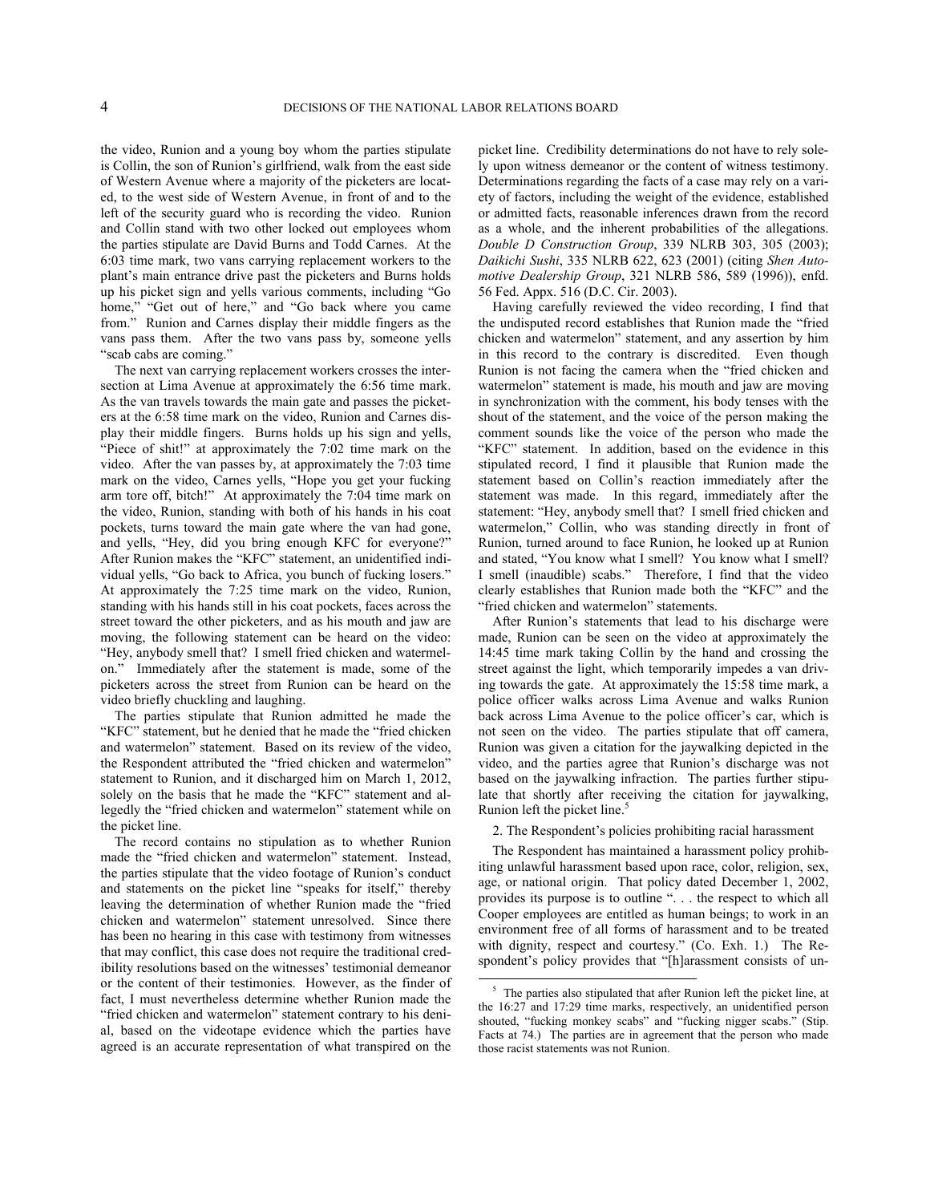the video, Runion and a young boy whom the parties stipulate is Collin, the son of Runion's girlfriend, walk from the east side of Western Avenue where a majority of the picketers are located, to the west side of Western Avenue, in front of and to the left of the security guard who is recording the video. Runion and Collin stand with two other locked out employees whom the parties stipulate are David Burns and Todd Carnes. At the 6:03 time mark, two vans carrying replacement workers to the plant's main entrance drive past the picketers and Burns holds up his picket sign and yells various comments, including "Go home," "Get out of here," and "Go back where you came from." Runion and Carnes display their middle fingers as the vans pass them. After the two vans pass by, someone yells "scab cabs are coming."

The next van carrying replacement workers crosses the intersection at Lima Avenue at approximately the 6:56 time mark. As the van travels towards the main gate and passes the picketers at the 6:58 time mark on the video, Runion and Carnes display their middle fingers. Burns holds up his sign and yells, "Piece of shit!" at approximately the 7:02 time mark on the video. After the van passes by, at approximately the 7:03 time mark on the video, Carnes yells, "Hope you get your fucking arm tore off, bitch!" At approximately the 7:04 time mark on the video, Runion, standing with both of his hands in his coat pockets, turns toward the main gate where the van had gone, and yells, "Hey, did you bring enough KFC for everyone?" After Runion makes the "KFC" statement, an unidentified individual yells, "Go back to Africa, you bunch of fucking losers." At approximately the 7:25 time mark on the video, Runion, standing with his hands still in his coat pockets, faces across the street toward the other picketers, and as his mouth and jaw are moving, the following statement can be heard on the video: "Hey, anybody smell that? I smell fried chicken and watermelon." Immediately after the statement is made, some of the picketers across the street from Runion can be heard on the video briefly chuckling and laughing.

The parties stipulate that Runion admitted he made the "KFC" statement, but he denied that he made the "fried chicken and watermelon" statement. Based on its review of the video, the Respondent attributed the "fried chicken and watermelon" statement to Runion, and it discharged him on March 1, 2012, solely on the basis that he made the "KFC" statement and allegedly the "fried chicken and watermelon" statement while on the picket line.

The record contains no stipulation as to whether Runion made the "fried chicken and watermelon" statement. Instead, the parties stipulate that the video footage of Runion's conduct and statements on the picket line "speaks for itself," thereby leaving the determination of whether Runion made the "fried chicken and watermelon" statement unresolved. Since there has been no hearing in this case with testimony from witnesses that may conflict, this case does not require the traditional credibility resolutions based on the witnesses' testimonial demeanor or the content of their testimonies. However, as the finder of fact, I must nevertheless determine whether Runion made the "fried chicken and watermelon" statement contrary to his denial, based on the videotape evidence which the parties have agreed is an accurate representation of what transpired on the picket line. Credibility determinations do not have to rely solely upon witness demeanor or the content of witness testimony. Determinations regarding the facts of a case may rely on a variety of factors, including the weight of the evidence, established or admitted facts, reasonable inferences drawn from the record as a whole, and the inherent probabilities of the allegations. *Double D Construction Group*, 339 NLRB 303, 305 (2003); *Daikichi Sushi*, 335 NLRB 622, 623 (2001) (citing *Shen Automotive Dealership Group*, 321 NLRB 586, 589 (1996)), enfd. 56 Fed. Appx. 516 (D.C. Cir. 2003).

Having carefully reviewed the video recording, I find that the undisputed record establishes that Runion made the "fried chicken and watermelon" statement, and any assertion by him in this record to the contrary is discredited. Even though Runion is not facing the camera when the "fried chicken and watermelon" statement is made, his mouth and jaw are moving in synchronization with the comment, his body tenses with the shout of the statement, and the voice of the person making the comment sounds like the voice of the person who made the "KFC" statement. In addition, based on the evidence in this stipulated record, I find it plausible that Runion made the statement based on Collin's reaction immediately after the statement was made. In this regard, immediately after the statement: "Hey, anybody smell that? I smell fried chicken and watermelon," Collin, who was standing directly in front of Runion, turned around to face Runion, he looked up at Runion and stated, "You know what I smell? You know what I smell? I smell (inaudible) scabs." Therefore, I find that the video clearly establishes that Runion made both the "KFC" and the "fried chicken and watermelon" statements.

After Runion's statements that lead to his discharge were made, Runion can be seen on the video at approximately the 14:45 time mark taking Collin by the hand and crossing the street against the light, which temporarily impedes a van driving towards the gate. At approximately the 15:58 time mark, a police officer walks across Lima Avenue and walks Runion back across Lima Avenue to the police officer's car, which is not seen on the video. The parties stipulate that off camera, Runion was given a citation for the jaywalking depicted in the video, and the parties agree that Runion's discharge was not based on the jaywalking infraction. The parties further stipulate that shortly after receiving the citation for jaywalking, Runion left the picket line.[5]

2. The Respondent's policies prohibiting racial harassment

The Respondent has maintained a harassment policy prohibiting unlawful harassment based upon race, color, religion, sex, age, or national origin. That policy dated December 1, 2002, provides its purpose is to outline ". . . the respect to which all Cooper employees are entitled as human beings; to work in an environment free of all forms of harassment and to be treated with dignity, respect and courtesy." (Co. Exh. 1.) The Respondent's policy provides that "[h]arassment consists of un-

---

[5] The parties also stipulated that after Runion left the picket line, at the 16:27 and 17:29 time marks, respectively, an unidentified person shouted, "fucking monkey scabs" and "fucking nigger scabs." (Stip. Facts at 74.) The parties are in agreement that the person who made those racist statements was not Runion.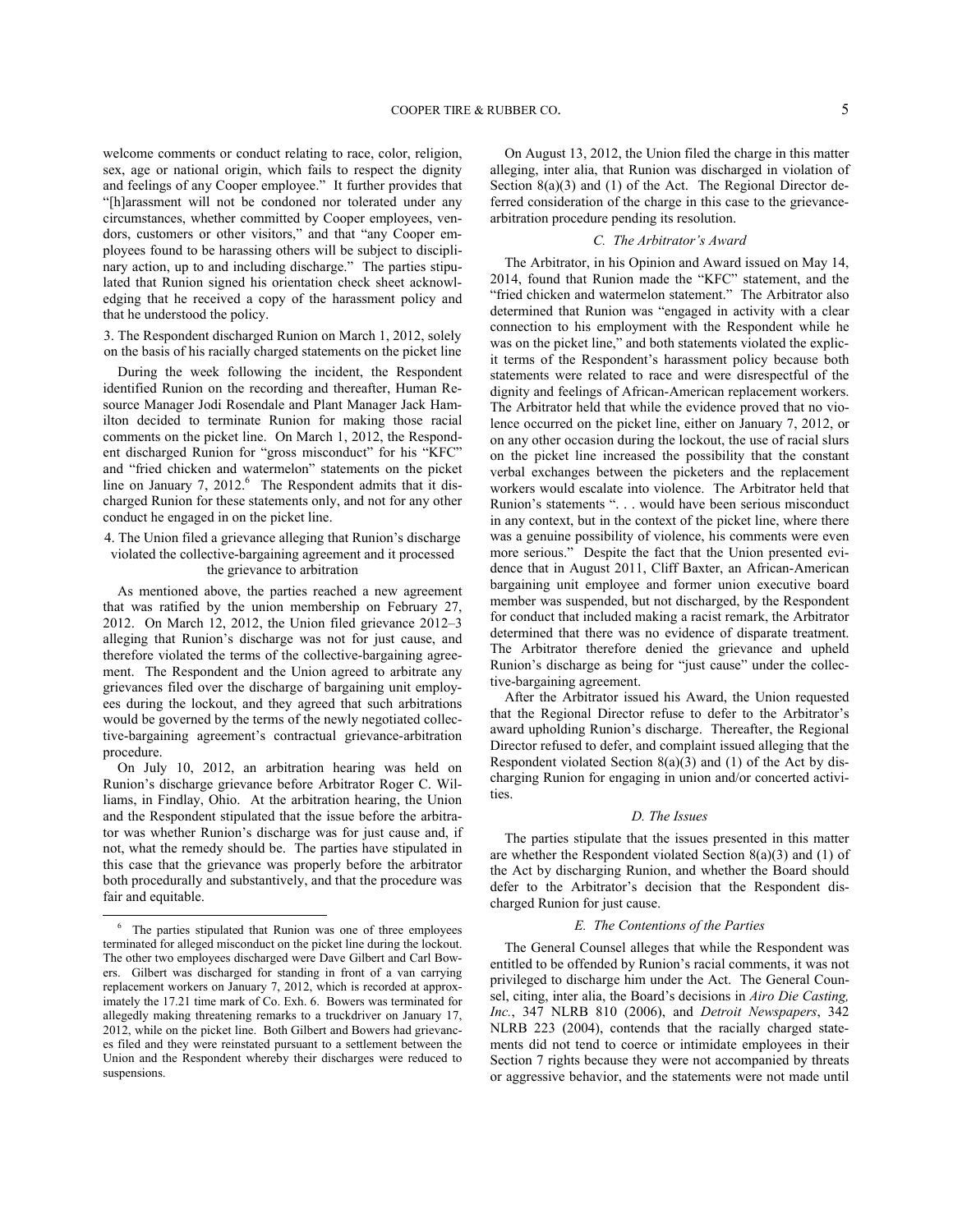welcome comments or conduct relating to race, color, religion, sex, age or national origin, which fails to respect the dignity and feelings of any Cooper employee." It further provides that "[h]arassment will not be condoned nor tolerated under any circumstances, whether committed by Cooper employees, vendors, customers or other visitors," and that "any Cooper employees found to be harassing others will be subject to disciplinary action, up to and including discharge." The parties stipulated that Runion signed his orientation check sheet acknowledging that he received a copy of the harassment policy and that he understood the policy.

3. The Respondent discharged Runion on March 1, 2012, solely on the basis of his racially charged statements on the picket line

During the week following the incident, the Respondent identified Runion on the recording and thereafter, Human Resource Manager Jodi Rosendale and Plant Manager Jack Hamilton decided to terminate Runion for making those racial comments on the picket line. On March 1, 2012, the Respondent discharged Runion for "gross misconduct" for his "KFC" and "fried chicken and watermelon" statements on the picket line on January 7, 2012.[6] The Respondent admits that it discharged Runion for these statements only, and not for any other conduct he engaged in on the picket line.

4. The Union filed a grievance alleging that Runion's discharge violated the collective-bargaining agreement and it processed the grievance to arbitration

As mentioned above, the parties reached a new agreement that was ratified by the union membership on February 27, 2012. On March 12, 2012, the Union filed grievance 2012–3 alleging that Runion's discharge was not for just cause, and therefore violated the terms of the collective-bargaining agreement. The Respondent and the Union agreed to arbitrate any grievances filed over the discharge of bargaining unit employees during the lockout, and they agreed that such arbitrations would be governed by the terms of the newly negotiated collective-bargaining agreement's contractual grievance-arbitration procedure.

On July 10, 2012, an arbitration hearing was held on Runion's discharge grievance before Arbitrator Roger C. Williams, in Findlay, Ohio. At the arbitration hearing, the Union and the Respondent stipulated that the issue before the arbitrator was whether Runion's discharge was for just cause and, if not, what the remedy should be. The parties have stipulated in this case that the grievance was properly before the arbitrator both procedurally and substantively, and that the procedure was fair and equitable.

On August 13, 2012, the Union filed the charge in this matter alleging, inter alia, that Runion was discharged in violation of Section 8(a)(3) and (1) of the Act. The Regional Director deferred consideration of the charge in this case to the grievance-arbitration procedure pending its resolution.

### *C. The Arbitrator's Award*

The Arbitrator, in his Opinion and Award issued on May 14, 2014, found that Runion made the "KFC" statement, and the "fried chicken and watermelon statement." The Arbitrator also determined that Runion was "engaged in activity with a clear connection to his employment with the Respondent while he was on the picket line," and both statements violated the explicit terms of the Respondent's harassment policy because both statements were related to race and were disrespectful of the dignity and feelings of African-American replacement workers. The Arbitrator held that while the evidence proved that no violence occurred on the picket line, either on January 7, 2012, or on any other occasion during the lockout, the use of racial slurs on the picket line increased the possibility that the constant verbal exchanges between the picketers and the replacement workers would escalate into violence. The Arbitrator held that Runion's statements ". . . would have been serious misconduct in any context, but in the context of the picket line, where there was a genuine possibility of violence, his comments were even more serious." Despite the fact that the Union presented evidence that in August 2011, Cliff Baxter, an African-American bargaining unit employee and former union executive board member was suspended, but not discharged, by the Respondent for conduct that included making a racist remark, the Arbitrator determined that there was no evidence of disparate treatment. The Arbitrator therefore denied the grievance and upheld Runion's discharge as being for "just cause" under the collective-bargaining agreement.

After the Arbitrator issued his Award, the Union requested that the Regional Director refuse to defer to the Arbitrator's award upholding Runion's discharge. Thereafter, the Regional Director refused to defer, and complaint issued alleging that the Respondent violated Section 8(a)(3) and (1) of the Act by discharging Runion for engaging in union and/or concerted activities.

### *D. The Issues*

The parties stipulate that the issues presented in this matter are whether the Respondent violated Section 8(a)(3) and (1) of the Act by discharging Runion, and whether the Board should defer to the Arbitrator's decision that the Respondent discharged Runion for just cause.

### *E. The Contentions of the Parties*

The General Counsel alleges that while the Respondent was entitled to be offended by Runion's racial comments, it was not privileged to discharge him under the Act. The General Counsel, citing, inter alia, the Board's decisions in *Airo Die Casting, Inc.*, 347 NLRB 810 (2006), and *Detroit Newspapers*, 342 NLRB 223 (2004), contends that the racially charged statements did not tend to coerce or intimidate employees in their Section 7 rights because they were not accompanied by threats or aggressive behavior, and the statements were not made until

---

[6] The parties stipulated that Runion was one of three employees terminated for alleged misconduct on the picket line during the lockout. The other two employees discharged were Dave Gilbert and Carl Bowers. Gilbert was discharged for standing in front of a van carrying replacement workers on January 7, 2012, which is recorded at approximately the 17.21 time mark of Co. Exh. 6. Bowers was terminated for allegedly making threatening remarks to a truckdriver on January 17, 2012, while on the picket line. Both Gilbert and Bowers had grievances filed and they were reinstated pursuant to a settlement between the Union and the Respondent whereby their discharges were reduced to suspensions.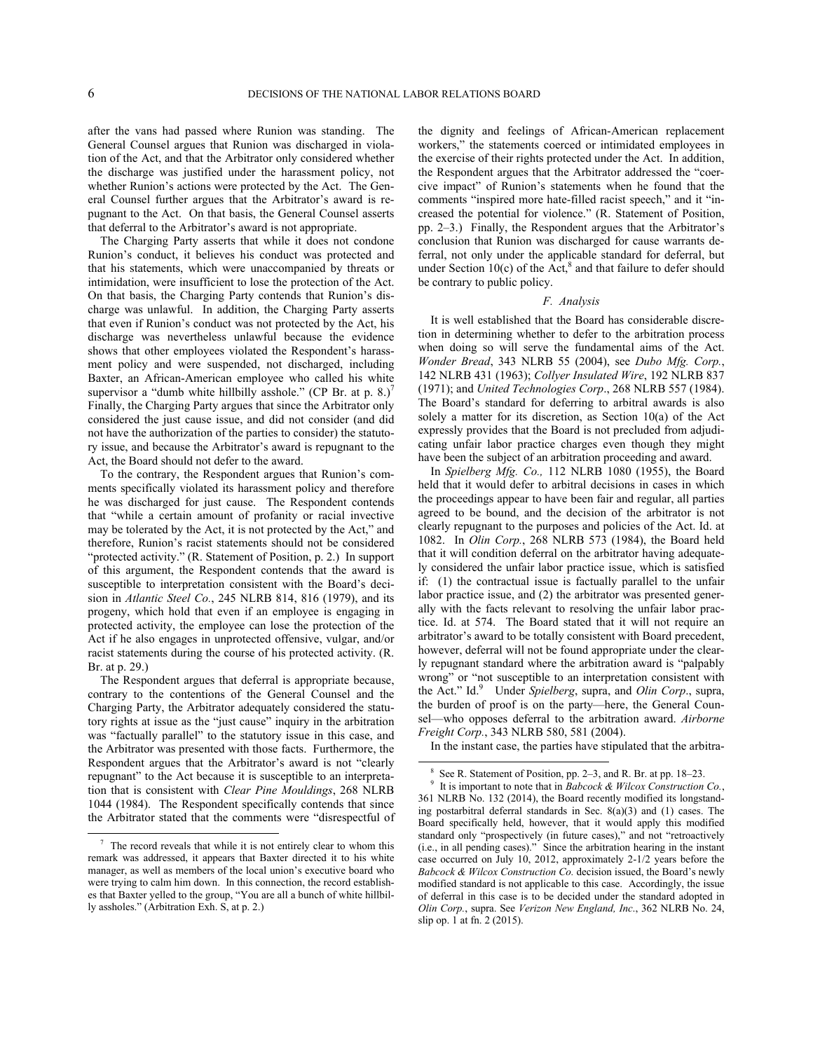after the vans had passed where Runion was standing. The General Counsel argues that Runion was discharged in violation of the Act, and that the Arbitrator only considered whether the discharge was justified under the harassment policy, not whether Runion's actions were protected by the Act. The General Counsel further argues that the Arbitrator's award is repugnant to the Act. On that basis, the General Counsel asserts that deferral to the Arbitrator's award is not appropriate.

The Charging Party asserts that while it does not condone Runion's conduct, it believes his conduct was protected and that his statements, which were unaccompanied by threats or intimidation, were insufficient to lose the protection of the Act. On that basis, the Charging Party contends that Runion's discharge was unlawful. In addition, the Charging Party asserts that even if Runion's conduct was not protected by the Act, his discharge was nevertheless unlawful because the evidence shows that other employees violated the Respondent's harassment policy and were suspended, not discharged, including Baxter, an African-American employee who called his white supervisor a "dumb white hillbilly asshole." (CP Br. at p. 8.)[7] Finally, the Charging Party argues that since the Arbitrator only considered the just cause issue, and did not consider (and did not have the authorization of the parties to consider) the statutory issue, and because the Arbitrator's award is repugnant to the Act, the Board should not defer to the award.

To the contrary, the Respondent argues that Runion's comments specifically violated its harassment policy and therefore he was discharged for just cause. The Respondent contends that "while a certain amount of profanity or racial invective may be tolerated by the Act, it is not protected by the Act," and therefore, Runion's racist statements should not be considered "protected activity." (R. Statement of Position, p. 2.) In support of this argument, the Respondent contends that the award is susceptible to interpretation consistent with the Board's decision in *Atlantic Steel Co.*, 245 NLRB 814, 816 (1979), and its progeny, which hold that even if an employee is engaging in protected activity, the employee can lose the protection of the Act if he also engages in unprotected offensive, vulgar, and/or racist statements during the course of his protected activity. (R. Br. at p. 29.)

The Respondent argues that deferral is appropriate because, contrary to the contentions of the General Counsel and the Charging Party, the Arbitrator adequately considered the statutory rights at issue as the "just cause" inquiry in the arbitration was "factually parallel" to the statutory issue in this case, and the Arbitrator was presented with those facts. Furthermore, the Respondent argues that the Arbitrator's award is not "clearly repugnant" to the Act because it is susceptible to an interpretation that is consistent with *Clear Pine Mouldings*, 268 NLRB 1044 (1984). The Respondent specifically contends that since the Arbitrator stated that the comments were "disrespectful of the dignity and feelings of African-American replacement workers," the statements coerced or intimidated employees in the exercise of their rights protected under the Act. In addition, the Respondent argues that the Arbitrator addressed the "coercive impact" of Runion's statements when he found that the comments "inspired more hate-filled racist speech," and it "increased the potential for violence." (R. Statement of Position, pp. 2–3.) Finally, the Respondent argues that the Arbitrator's conclusion that Runion was discharged for cause warrants deferral, not only under the applicable standard for deferral, but under Section 10(c) of the Act,[8] and that failure to defer should be contrary to public policy.

### *F. Analysis*

It is well established that the Board has considerable discretion in determining whether to defer to the arbitration process when doing so will serve the fundamental aims of the Act. *Wonder Bread*, 343 NLRB 55 (2004), see *Dubo Mfg. Corp.*, 142 NLRB 431 (1963); *Collyer Insulated Wire*, 192 NLRB 837 (1971); and *United Technologies Corp*., 268 NLRB 557 (1984). The Board's standard for deferring to arbitral awards is also solely a matter for its discretion, as Section 10(a) of the Act expressly provides that the Board is not precluded from adjudicating unfair labor practice charges even though they might have been the subject of an arbitration proceeding and award.

In *Spielberg Mfg. Co.,* 112 NLRB 1080 (1955), the Board held that it would defer to arbitral decisions in cases in which the proceedings appear to have been fair and regular, all parties agreed to be bound, and the decision of the arbitrator is not clearly repugnant to the purposes and policies of the Act. Id. at 1082. In *Olin Corp.*, 268 NLRB 573 (1984), the Board held that it will condition deferral on the arbitrator having adequately considered the unfair labor practice issue, which is satisfied if: (1) the contractual issue is factually parallel to the unfair labor practice issue, and (2) the arbitrator was presented generally with the facts relevant to resolving the unfair labor practice. Id. at 574. The Board stated that it will not require an arbitrator's award to be totally consistent with Board precedent, however, deferral will not be found appropriate under the clearly repugnant standard where the arbitration award is "palpably wrong" or "not susceptible to an interpretation consistent with the Act." Id.[9] Under *Spielberg*, supra, and *Olin Corp*., supra, the burden of proof is on the party—here, the General Counsel—who opposes deferral to the arbitration award. *Airborne Freight Corp.*, 343 NLRB 580, 581 (2004).

In the instant case, the parties have stipulated that the arbitra-

---

[7] The record reveals that while it is not entirely clear to whom this remark was addressed, it appears that Baxter directed it to his white manager, as well as members of the local union's executive board who were trying to calm him down. In this connection, the record establishes that Baxter yelled to the group, "You are all a bunch of white hillbilly assholes." (Arbitration Exh. S, at p. 2.)

[8] See R. Statement of Position, pp. 2–3, and R. Br. at pp. 18–23.

[9] It is important to note that in *Babcock & Wilcox Construction Co.*, 361 NLRB No. 132 (2014), the Board recently modified its longstanding postarbitral deferral standards in Sec. 8(a)(3) and (1) cases. The Board specifically held, however, that it would apply this modified standard only "prospectively (in future cases)," and not "retroactively (i.e., in all pending cases)." Since the arbitration hearing in the instant case occurred on July 10, 2012, approximately 2-1/2 years before the *Babcock & Wilcox Construction Co.* decision issued, the Board's newly modified standard is not applicable to this case. Accordingly, the issue of deferral in this case is to be decided under the standard adopted in *Olin Corp.*, supra. See *Verizon New England, Inc.*, 362 NLRB No. 24, slip op. 1 at fn. 2 (2015).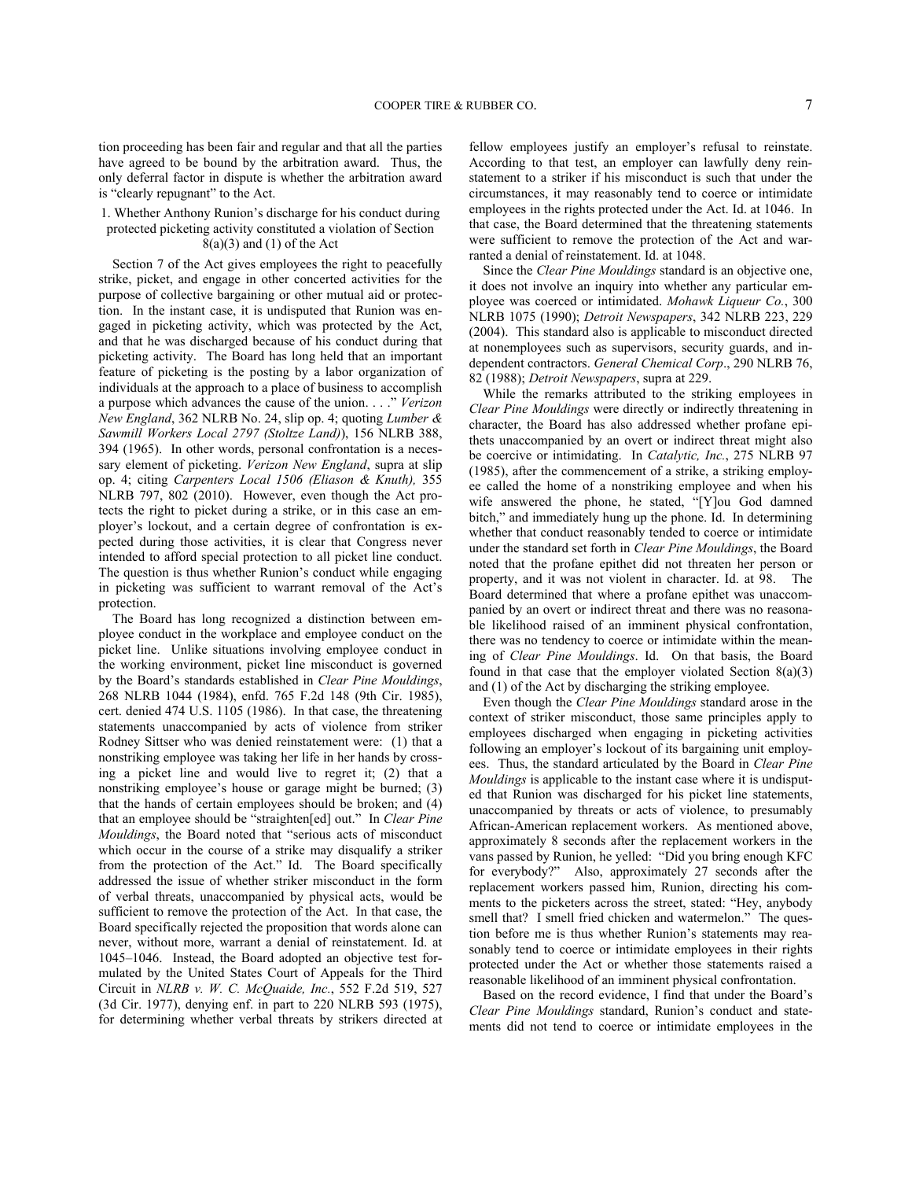tion proceeding has been fair and regular and that all the parties have agreed to be bound by the arbitration award. Thus, the only deferral factor in dispute is whether the arbitration award is "clearly repugnant" to the Act.

1. Whether Anthony Runion's discharge for his conduct during protected picketing activity constituted a violation of Section 8(a)(3) and (1) of the Act

Section 7 of the Act gives employees the right to peacefully strike, picket, and engage in other concerted activities for the purpose of collective bargaining or other mutual aid or protection. In the instant case, it is undisputed that Runion was engaged in picketing activity, which was protected by the Act, and that he was discharged because of his conduct during that picketing activity. The Board has long held that an important feature of picketing is the posting by a labor organization of individuals at the approach to a place of business to accomplish a purpose which advances the cause of the union. . . ." *Verizon New England*, 362 NLRB No. 24, slip op. 4; quoting *Lumber & Sawmill Workers Local 2797 (Stoltze Land))*, 156 NLRB 388, 394 (1965). In other words, personal confrontation is a necessary element of picketing. *Verizon New England*, supra at slip op. 4; citing *Carpenters Local 1506 (Eliason & Knuth),* 355 NLRB 797, 802 (2010). However, even though the Act protects the right to picket during a strike, or in this case an employer's lockout, and a certain degree of confrontation is expected during those activities, it is clear that Congress never intended to afford special protection to all picket line conduct. The question is thus whether Runion's conduct while engaging in picketing was sufficient to warrant removal of the Act's protection.

The Board has long recognized a distinction between employee conduct in the workplace and employee conduct on the picket line. Unlike situations involving employee conduct in the working environment, picket line misconduct is governed by the Board's standards established in *Clear Pine Mouldings*, 268 NLRB 1044 (1984), enfd. 765 F.2d 148 (9th Cir. 1985), cert. denied 474 U.S. 1105 (1986). In that case, the threatening statements unaccompanied by acts of violence from striker Rodney Sittser who was denied reinstatement were: (1) that a nonstriking employee was taking her life in her hands by crossing a picket line and would live to regret it; (2) that a nonstriking employee's house or garage might be burned; (3) that the hands of certain employees should be broken; and (4) that an employee should be "straighten[ed] out." In *Clear Pine Mouldings*, the Board noted that "serious acts of misconduct which occur in the course of a strike may disqualify a striker from the protection of the Act." Id. The Board specifically addressed the issue of whether striker misconduct in the form of verbal threats, unaccompanied by physical acts, would be sufficient to remove the protection of the Act. In that case, the Board specifically rejected the proposition that words alone can never, without more, warrant a denial of reinstatement. Id. at 1045–1046. Instead, the Board adopted an objective test formulated by the United States Court of Appeals for the Third Circuit in *NLRB v. W. C. McQuaide, Inc.*, 552 F.2d 519, 527 (3d Cir. 1977), denying enf. in part to 220 NLRB 593 (1975), for determining whether verbal threats by strikers directed at fellow employees justify an employer's refusal to reinstate. According to that test, an employer can lawfully deny reinstatement to a striker if his misconduct is such that under the circumstances, it may reasonably tend to coerce or intimidate employees in the rights protected under the Act. Id. at 1046. In that case, the Board determined that the threatening statements were sufficient to remove the protection of the Act and warranted a denial of reinstatement. Id. at 1048.

Since the *Clear Pine Mouldings* standard is an objective one, it does not involve an inquiry into whether any particular employee was coerced or intimidated. *Mohawk Liqueur Co.*, 300 NLRB 1075 (1990); *Detroit Newspapers*, 342 NLRB 223, 229 (2004). This standard also is applicable to misconduct directed at nonemployees such as supervisors, security guards, and independent contractors. *General Chemical Corp*., 290 NLRB 76, 82 (1988); *Detroit Newspapers*, supra at 229.

While the remarks attributed to the striking employees in *Clear Pine Mouldings* were directly or indirectly threatening in character, the Board has also addressed whether profane epithets unaccompanied by an overt or indirect threat might also be coercive or intimidating. In *Catalytic, Inc.*, 275 NLRB 97 (1985), after the commencement of a strike, a striking employee called the home of a nonstriking employee and when his wife answered the phone, he stated, "[Y]ou God damned bitch," and immediately hung up the phone. Id. In determining whether that conduct reasonably tended to coerce or intimidate under the standard set forth in *Clear Pine Mouldings*, the Board noted that the profane epithet did not threaten her person or property, and it was not violent in character. Id. at 98. The Board determined that where a profane epithet was unaccompanied by an overt or indirect threat and there was no reasonable likelihood raised of an imminent physical confrontation, there was no tendency to coerce or intimidate within the meaning of *Clear Pine Mouldings*. Id. On that basis, the Board found in that case that the employer violated Section 8(a)(3) and (1) of the Act by discharging the striking employee.

Even though the *Clear Pine Mouldings* standard arose in the context of striker misconduct, those same principles apply to employees discharged when engaging in picketing activities following an employer's lockout of its bargaining unit employees. Thus, the standard articulated by the Board in *Clear Pine Mouldings* is applicable to the instant case where it is undisputed that Runion was discharged for his picket line statements, unaccompanied by threats or acts of violence, to presumably African-American replacement workers. As mentioned above, approximately 8 seconds after the replacement workers in the vans passed by Runion, he yelled: "Did you bring enough KFC for everybody?" Also, approximately 27 seconds after the replacement workers passed him, Runion, directing his comments to the picketers across the street, stated: "Hey, anybody smell that? I smell fried chicken and watermelon." The question before me is thus whether Runion's statements may reasonably tend to coerce or intimidate employees in their rights protected under the Act or whether those statements raised a reasonable likelihood of an imminent physical confrontation.

Based on the record evidence, I find that under the Board's *Clear Pine Mouldings* standard, Runion's conduct and statements did not tend to coerce or intimidate employees in the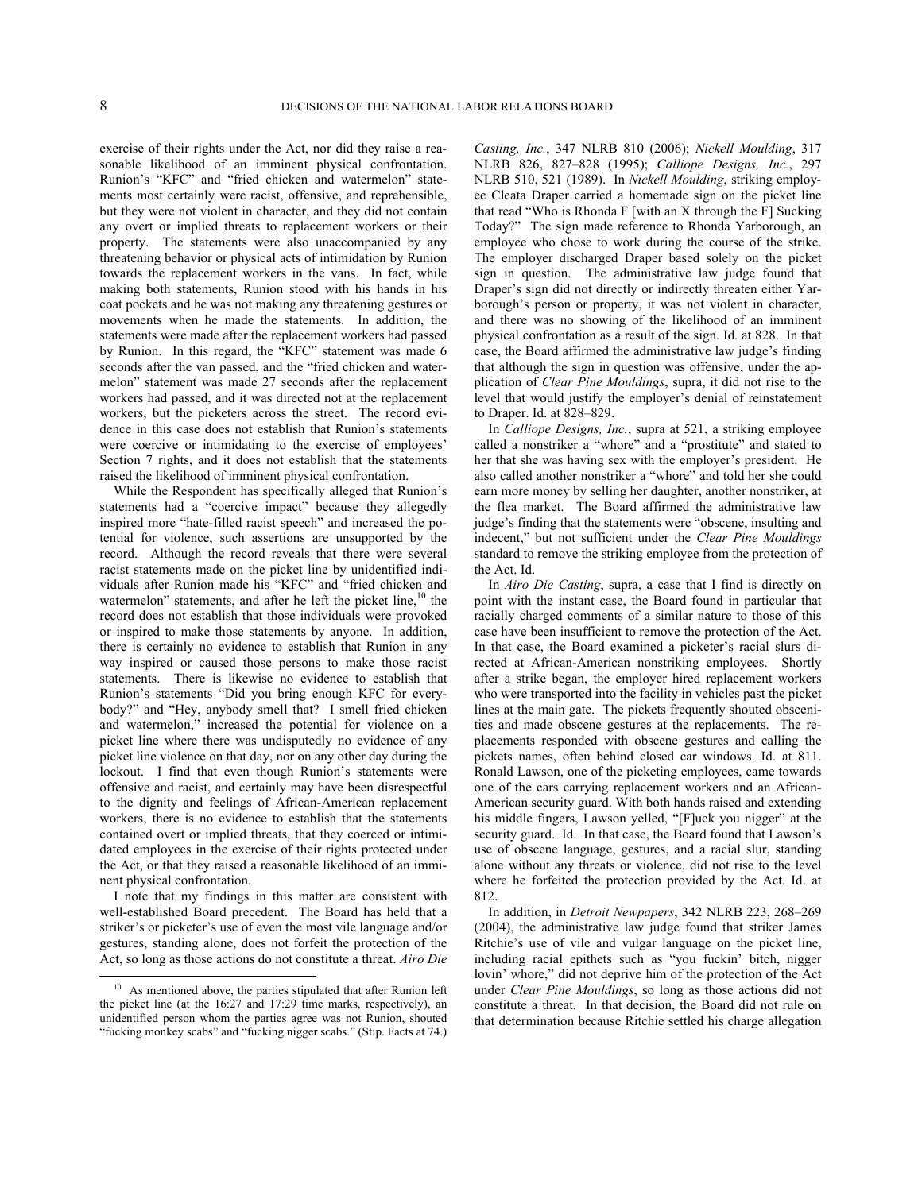exercise of their rights under the Act, nor did they raise a reasonable likelihood of an imminent physical confrontation. Runion's "KFC" and "fried chicken and watermelon" statements most certainly were racist, offensive, and reprehensible, but they were not violent in character, and they did not contain any overt or implied threats to replacement workers or their property. The statements were also unaccompanied by any threatening behavior or physical acts of intimidation by Runion towards the replacement workers in the vans. In fact, while making both statements, Runion stood with his hands in his coat pockets and he was not making any threatening gestures or movements when he made the statements. In addition, the statements were made after the replacement workers had passed by Runion. In this regard, the "KFC" statement was made 6 seconds after the van passed, and the "fried chicken and watermelon" statement was made 27 seconds after the replacement workers had passed, and it was directed not at the replacement workers, but the picketers across the street. The record evidence in this case does not establish that Runion's statements were coercive or intimidating to the exercise of employees' Section 7 rights, and it does not establish that the statements raised the likelihood of imminent physical confrontation.

While the Respondent has specifically alleged that Runion's statements had a "coercive impact" because they allegedly inspired more "hate-filled racist speech" and increased the potential for violence, such assertions are unsupported by the record. Although the record reveals that there were several racist statements made on the picket line by unidentified individuals after Runion made his "KFC" and "fried chicken and watermelon" statements, and after he left the picket line,[10] the record does not establish that those individuals were provoked or inspired to make those statements by anyone. In addition, there is certainly no evidence to establish that Runion in any way inspired or caused those persons to make those racist statements. There is likewise no evidence to establish that Runion's statements "Did you bring enough KFC for everybody?" and "Hey, anybody smell that? I smell fried chicken and watermelon," increased the potential for violence on a picket line where there was undisputedly no evidence of any picket line violence on that day, nor on any other day during the lockout. I find that even though Runion's statements were offensive and racist, and certainly may have been disrespectful to the dignity and feelings of African-American replacement workers, there is no evidence to establish that the statements contained overt or implied threats, that they coerced or intimidated employees in the exercise of their rights protected under the Act, or that they raised a reasonable likelihood of an imminent physical confrontation.

I note that my findings in this matter are consistent with well-established Board precedent. The Board has held that a striker's or picketer's use of even the most vile language and/or gestures, standing alone, does not forfeit the protection of the Act, so long as those actions do not constitute a threat. *Airo Die Casting, Inc.*, 347 NLRB 810 (2006); *Nickell Moulding*, 317 NLRB 826, 827–828 (1995); *Calliope Designs, Inc.*, 297 NLRB 510, 521 (1989). In *Nickell Moulding*, striking employee Cleata Draper carried a homemade sign on the picket line that read "Who is Rhonda F [with an X through the F] Sucking Today?" The sign made reference to Rhonda Yarborough, an employee who chose to work during the course of the strike. The employer discharged Draper based solely on the picket sign in question. The administrative law judge found that Draper's sign did not directly or indirectly threaten either Yarborough's person or property, it was not violent in character, and there was no showing of the likelihood of an imminent physical confrontation as a result of the sign. Id. at 828. In that case, the Board affirmed the administrative law judge's finding that although the sign in question was offensive, under the application of *Clear Pine Mouldings*, supra, it did not rise to the level that would justify the employer's denial of reinstatement to Draper. Id. at 828–829.

In *Calliope Designs, Inc.*, supra at 521, a striking employee called a nonstriker a "whore" and a "prostitute" and stated to her that she was having sex with the employer's president. He also called another nonstriker a "whore" and told her she could earn more money by selling her daughter, another nonstriker, at the flea market. The Board affirmed the administrative law judge's finding that the statements were "obscene, insulting and indecent," but not sufficient under the *Clear Pine Mouldings* standard to remove the striking employee from the protection of the Act. Id.

In *Airo Die Casting*, supra, a case that I find is directly on point with the instant case, the Board found in particular that racially charged comments of a similar nature to those of this case have been insufficient to remove the protection of the Act. In that case, the Board examined a picketer's racial slurs directed at African-American nonstriking employees. Shortly after a strike began, the employer hired replacement workers who were transported into the facility in vehicles past the picket lines at the main gate. The pickets frequently shouted obscenities and made obscene gestures at the replacements. The replacements responded with obscene gestures and calling the pickets names, often behind closed car windows. Id. at 811. Ronald Lawson, one of the picketing employees, came towards one of the cars carrying replacement workers and an African-American security guard. With both hands raised and extending his middle fingers, Lawson yelled, "[F]uck you nigger" at the security guard. Id. In that case, the Board found that Lawson's use of obscene language, gestures, and a racial slur, standing alone without any threats or violence, did not rise to the level where he forfeited the protection provided by the Act. Id. at 812.

In addition, in *Detroit Newspapers*, 342 NLRB 223, 268–269 (2004), the administrative law judge found that striker James Ritchie's use of vile and vulgar language on the picket line, including racial epithets such as "you fuckin' bitch, nigger lovin' whore," did not deprive him of the protection of the Act under *Clear Pine Mouldings*, so long as those actions did not constitute a threat. In that decision, the Board did not rule on that determination because Ritchie settled his charge allegation

[10] As mentioned above, the parties stipulated that after Runion left the picket line (at the 16:27 and 17:29 time marks, respectively), an unidentified person whom the parties agree was not Runion, shouted "fucking monkey scabs" and "fucking nigger scabs." (Stip. Facts at 74.)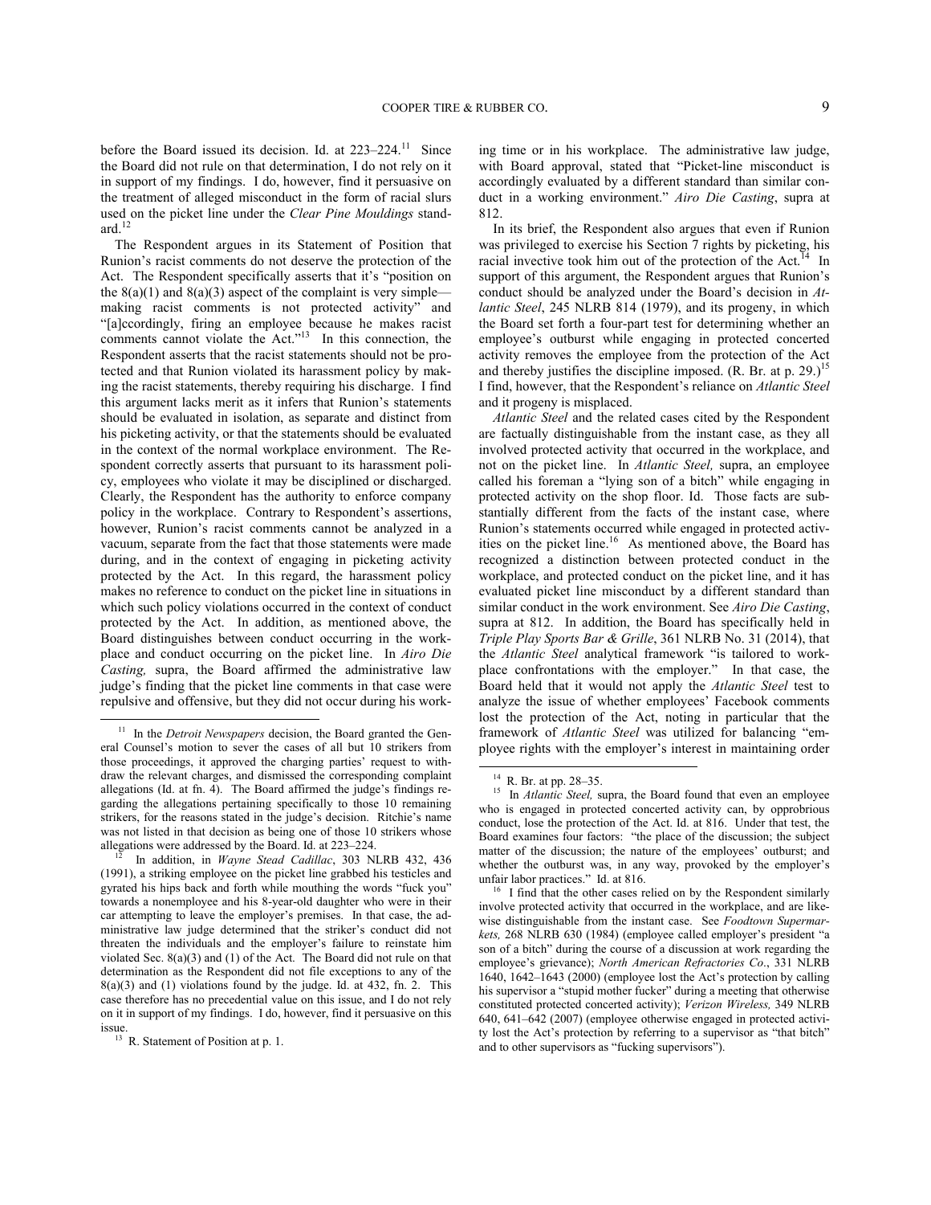before the Board issued its decision. Id. at 223–224.[11] Since the Board did not rule on that determination, I do not rely on it in support of my findings. I do, however, find it persuasive on the treatment of alleged misconduct in the form of racial slurs used on the picket line under the *Clear Pine Mouldings* standard.[12]

The Respondent argues in its Statement of Position that Runion's racist comments do not deserve the protection of the Act. The Respondent specifically asserts that it's "position on the 8(a)(1) and 8(a)(3) aspect of the complaint is very simple—making racist comments is not protected activity" and "[a]ccordingly, firing an employee because he makes racist comments cannot violate the Act."[13] In this connection, the Respondent asserts that the racist statements should not be protected and that Runion violated its harassment policy by making the racist statements, thereby requiring his discharge. I find this argument lacks merit as it infers that Runion's statements should be evaluated in isolation, as separate and distinct from his picketing activity, or that the statements should be evaluated in the context of the normal workplace environment. The Respondent correctly asserts that pursuant to its harassment policy, employees who violate it may be disciplined or discharged. Clearly, the Respondent has the authority to enforce company policy in the workplace. Contrary to Respondent's assertions, however, Runion's racist comments cannot be analyzed in a vacuum, separate from the fact that those statements were made during, and in the context of engaging in picketing activity protected by the Act. In this regard, the harassment policy makes no reference to conduct on the picket line in situations in which such policy violations occurred in the context of conduct protected by the Act. In addition, as mentioned above, the Board distinguishes between conduct occurring in the workplace and conduct occurring on the picket line. In *Airo Die Casting,* supra, the Board affirmed the administrative law judge's finding that the picket line comments in that case were repulsive and offensive, but they did not occur during his working time or in his workplace. The administrative law judge, with Board approval, stated that "Picket-line misconduct is accordingly evaluated by a different standard than similar conduct in a working environment." *Airo Die Casting*, supra at 812.

In its brief, the Respondent also argues that even if Runion was privileged to exercise his Section 7 rights by picketing, his racial invective took him out of the protection of the Act.[14] In support of this argument, the Respondent argues that Runion's conduct should be analyzed under the Board's decision in *Atlantic Steel*, 245 NLRB 814 (1979), and its progeny, in which the Board set forth a four-part test for determining whether an employee's outburst while engaging in protected concerted activity removes the employee from the protection of the Act and thereby justifies the discipline imposed. (R. Br. at p. 29.)[15] I find, however, that the Respondent's reliance on *Atlantic Steel* and it progeny is misplaced.

*Atlantic Steel* and the related cases cited by the Respondent are factually distinguishable from the instant case, as they all involved protected activity that occurred in the workplace, and not on the picket line. In *Atlantic Steel,* supra, an employee called his foreman a "lying son of a bitch" while engaging in protected activity on the shop floor. Id. Those facts are substantially different from the facts of the instant case, where Runion's statements occurred while engaged in protected activities on the picket line.[16] As mentioned above, the Board has recognized a distinction between protected conduct in the workplace, and protected conduct on the picket line, and it has evaluated picket line misconduct by a different standard than similar conduct in the work environment. See *Airo Die Casting*, supra at 812. In addition, the Board has specifically held in *Triple Play Sports Bar & Grille*, 361 NLRB No. 31 (2014), that the *Atlantic Steel* analytical framework "is tailored to workplace confrontations with the employer." In that case, the Board held that it would not apply the *Atlantic Steel* test to analyze the issue of whether employees' Facebook comments lost the protection of the Act, noting in particular that the framework of *Atlantic Steel* was utilized for balancing "employee rights with the employer's interest in maintaining order

---

[11] In the *Detroit Newspapers* decision, the Board granted the General Counsel's motion to sever the cases of all but 10 strikers from those proceedings, it approved the charging parties' request to withdraw the relevant charges, and dismissed the corresponding complaint allegations (Id. at fn. 4). The Board affirmed the judge's findings regarding the allegations pertaining specifically to those 10 remaining strikers, for the reasons stated in the judge's decision. Ritchie's name was not listed in that decision as being one of those 10 strikers whose allegations were addressed by the Board. Id. at 223–224.

[12] In addition, in *Wayne Stead Cadillac*, 303 NLRB 432, 436 (1991), a striking employee on the picket line grabbed his testicles and gyrated his hips back and forth while mouthing the words "fuck you" towards a nonemployee and his 8-year-old daughter who were in their car attempting to leave the employer's premises. In that case, the administrative law judge determined that the striker's conduct did not threaten the individuals and the employer's failure to reinstate him violated Sec. 8(a)(3) and (1) of the Act. The Board did not rule on that determination as the Respondent did not file exceptions to any of the 8(a)(3) and (1) violations found by the judge. Id. at 432, fn. 2. This case therefore has no precedential value on this issue, and I do not rely on it in support of my findings. I do, however, find it persuasive on this issue.

[13] R. Statement of Position at p. 1.

[14] R. Br. at pp. 28–35.

[15] In *Atlantic Steel,* supra, the Board found that even an employee who is engaged in protected concerted activity can, by opprobrious conduct, lose the protection of the Act. Id. at 816. Under that test, the Board examines four factors: "the place of the discussion; the subject matter of the discussion; the nature of the employees' outburst; and whether the outburst was, in any way, provoked by the employer's unfair labor practices." Id. at 816.

[16] I find that the other cases relied on by the Respondent similarly involve protected activity that occurred in the workplace, and are likewise distinguishable from the instant case. See *Foodtown Supermarkets,* 268 NLRB 630 (1984) (employee called employer's president "a son of a bitch" during the course of a discussion at work regarding the employee's grievance); *North American Refractories Co*., 331 NLRB 1640, 1642–1643 (2000) (employee lost the Act's protection by calling his supervisor a "stupid mother fucker" during a meeting that otherwise constituted protected concerted activity); *Verizon Wireless,* 349 NLRB 640, 641–642 (2007) (employee otherwise engaged in protected activity lost the Act's protection by referring to a supervisor as "that bitch" and to other supervisors as "fucking supervisors").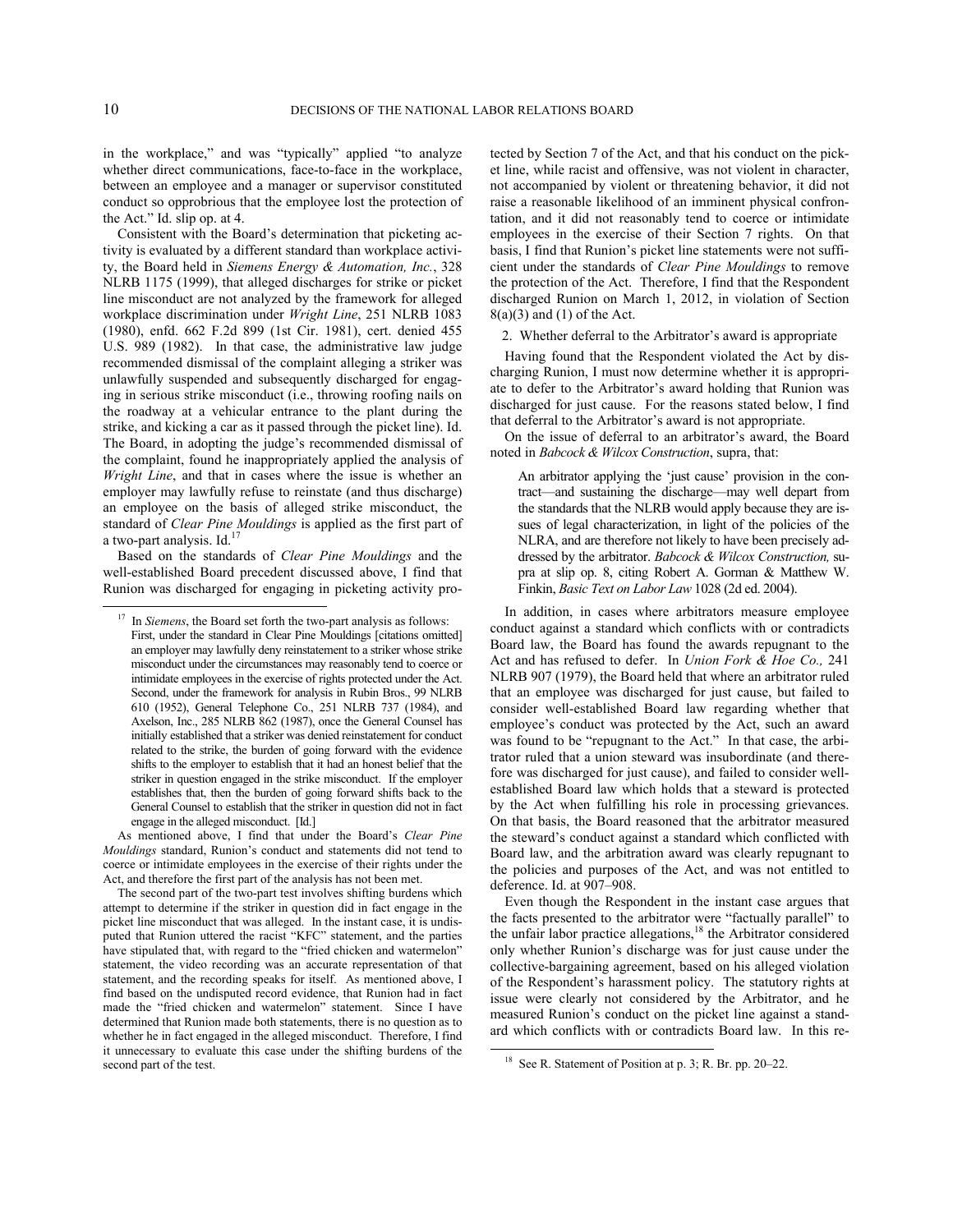in the workplace," and was "typically" applied "to analyze whether direct communications, face-to-face in the workplace, between an employee and a manager or supervisor constituted conduct so opprobrious that the employee lost the protection of the Act." Id. slip op. at 4.

Consistent with the Board's determination that picketing activity is evaluated by a different standard than workplace activity, the Board held in *Siemens Energy & Automation, Inc.*, 328 NLRB 1175 (1999), that alleged discharges for strike or picket line misconduct are not analyzed by the framework for alleged workplace discrimination under *Wright Line*, 251 NLRB 1083 (1980), enfd. 662 F.2d 899 (1st Cir. 1981), cert. denied 455 U.S. 989 (1982). In that case, the administrative law judge recommended dismissal of the complaint alleging a striker was unlawfully suspended and subsequently discharged for engaging in serious strike misconduct (i.e., throwing roofing nails on the roadway at a vehicular entrance to the plant during the strike, and kicking a car as it passed through the picket line). Id. The Board, in adopting the judge's recommended dismissal of the complaint, found he inappropriately applied the analysis of *Wright Line*, and that in cases where the issue is whether an employer may lawfully refuse to reinstate (and thus discharge) an employee on the basis of alleged strike misconduct, the standard of *Clear Pine Mouldings* is applied as the first part of a two-part analysis. Id.[17]

Based on the standards of *Clear Pine Mouldings* and the well-established Board precedent discussed above, I find that Runion was discharged for engaging in picketing activity protected by Section 7 of the Act, and that his conduct on the picket line, while racist and offensive, was not violent in character, not accompanied by violent or threatening behavior, it did not raise a reasonable likelihood of an imminent physical confrontation, and it did not reasonably tend to coerce or intimidate employees in the exercise of their Section 7 rights. On that basis, I find that Runion's picket line statements were not sufficient under the standards of *Clear Pine Mouldings* to remove the protection of the Act. Therefore, I find that the Respondent discharged Runion on March 1, 2012, in violation of Section 8(a)(3) and (1) of the Act.

2. Whether deferral to the Arbitrator's award is appropriate

Having found that the Respondent violated the Act by discharging Runion, I must now determine whether it is appropriate to defer to the Arbitrator's award holding that Runion was discharged for just cause. For the reasons stated below, I find that deferral to the Arbitrator's award is not appropriate.

On the issue of deferral to an arbitrator's award, the Board noted in *Babcock & Wilcox Construction*, supra, that:

> An arbitrator applying the 'just cause' provision in the contract—and sustaining the discharge—may well depart from the standards that the NLRB would apply because they are issues of legal characterization, in light of the policies of the NLRA, and are therefore not likely to have been precisely addressed by the arbitrator. *Babcock & Wilcox Construction,* supra at slip op. 8, citing Robert A. Gorman & Matthew W. Finkin, *Basic Text on Labor Law* 1028 (2d ed. 2004).

In addition, in cases where arbitrators measure employee conduct against a standard which conflicts with or contradicts Board law, the Board has found the awards repugnant to the Act and has refused to defer. In *Union Fork & Hoe Co.,* 241 NLRB 907 (1979), the Board held that where an arbitrator ruled that an employee was discharged for just cause, but failed to consider well-established Board law regarding whether that employee's conduct was protected by the Act, such an award was found to be "repugnant to the Act." In that case, the arbitrator ruled that a union steward was insubordinate (and therefore was discharged for just cause), and failed to consider well-established Board law which holds that a steward is protected by the Act when fulfilling his role in processing grievances. On that basis, the Board reasoned that the arbitrator measured the steward's conduct against a standard which conflicted with Board law, and the arbitration award was clearly repugnant to the policies and purposes of the Act, and was not entitled to deference. Id. at 907–908.

Even though the Respondent in the instant case argues that the facts presented to the arbitrator were "factually parallel" to the unfair labor practice allegations,[18] the Arbitrator considered only whether Runion's discharge was for just cause under the collective-bargaining agreement, based on his alleged violation of the Respondent's harassment policy. The statutory rights at issue were clearly not considered by the Arbitrator, and he measured Runion's conduct on the picket line against a standard which conflicts with or contradicts Board law. In this re-

---

[17] In *Siemens*, the Board set forth the two-part analysis as follows:

> First, under the standard in Clear Pine Mouldings [citations omitted] an employer may lawfully deny reinstatement to a striker whose strike misconduct under the circumstances may reasonably tend to coerce or intimidate employees in the exercise of rights protected under the Act. Second, under the framework for analysis in Rubin Bros., 99 NLRB 610 (1952), General Telephone Co., 251 NLRB 737 (1984), and Axelson, Inc., 285 NLRB 862 (1987), once the General Counsel has initially established that a striker was denied reinstatement for conduct related to the strike, the burden of going forward with the evidence shifts to the employer to establish that it had an honest belief that the striker in question engaged in the strike misconduct. If the employer establishes that, then the burden of going forward shifts back to the General Counsel to establish that the striker in question did not in fact engage in the alleged misconduct. [Id.]

As mentioned above, I find that under the Board's *Clear Pine Mouldings* standard, Runion's conduct and statements did not tend to coerce or intimidate employees in the exercise of their rights under the Act, and therefore the first part of the analysis has not been met.

The second part of the two-part test involves shifting burdens which attempt to determine if the striker in question did in fact engage in the picket line misconduct that was alleged. In the instant case, it is undisputed that Runion uttered the racist "KFC" statement, and the parties have stipulated that, with regard to the "fried chicken and watermelon" statement, the video recording was an accurate representation of that statement, and the recording speaks for itself. As mentioned above, I find based on the undisputed record evidence, that Runion had in fact made the "fried chicken and watermelon" statement. Since I have determined that Runion made both statements, there is no question as to whether he in fact engaged in the alleged misconduct. Therefore, I find it unnecessary to evaluate this case under the shifting burdens of the second part of the test.

[18] See R. Statement of Position at p. 3; R. Br. pp. 20–22.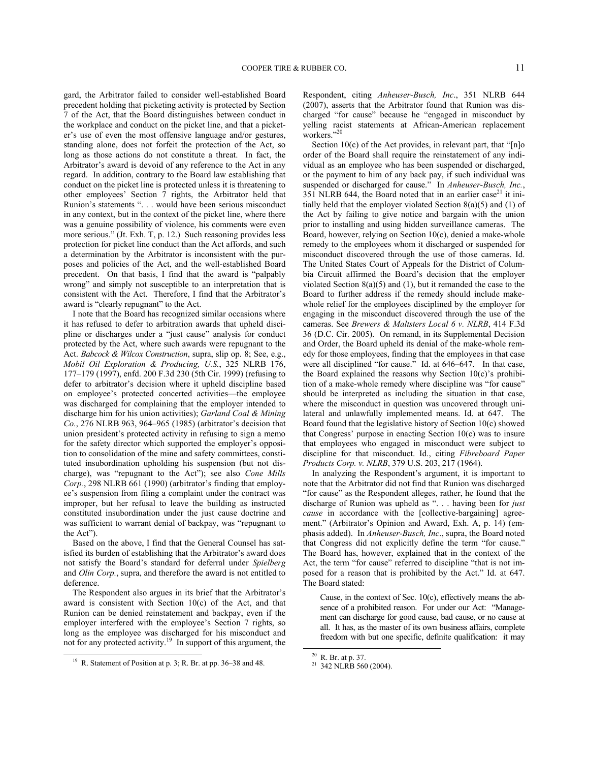gard, the Arbitrator failed to consider well-established Board precedent holding that picketing activity is protected by Section 7 of the Act, that the Board distinguishes between conduct in the workplace and conduct on the picket line, and that a picketer's use of even the most offensive language and/or gestures, standing alone, does not forfeit the protection of the Act, so long as those actions do not constitute a threat. In fact, the Arbitrator's award is devoid of any reference to the Act in any regard. In addition, contrary to the Board law establishing that conduct on the picket line is protected unless it is threatening to other employees' Section 7 rights, the Arbitrator held that Runion's statements ". . . would have been serious misconduct in any context, but in the context of the picket line, where there was a genuine possibility of violence, his comments were even more serious." (Jt. Exh. T, p. 12.) Such reasoning provides less protection for picket line conduct than the Act affords, and such a determination by the Arbitrator is inconsistent with the purposes and policies of the Act, and the well-established Board precedent. On that basis, I find that the award is "palpably wrong" and simply not susceptible to an interpretation that is consistent with the Act. Therefore, I find that the Arbitrator's award is "clearly repugnant" to the Act.

I note that the Board has recognized similar occasions where it has refused to defer to arbitration awards that upheld discipline or discharges under a "just cause" analysis for conduct protected by the Act, where such awards were repugnant to the Act. *Babcock & Wilcox Construction*, supra, slip op. 8; See, e.g., *Mobil Oil Exploration & Producing, U.S.*, 325 NLRB 176, 177–179 (1997), enfd. 200 F.3d 230 (5th Cir. 1999) (refusing to defer to arbitrator's decision where it upheld discipline based on employee's protected concerted activities—the employee was discharged for complaining that the employer intended to discharge him for his union activities); *Garland Coal & Mining Co.*, 276 NLRB 963, 964–965 (1985) (arbitrator's decision that union president's protected activity in refusing to sign a memo for the safety director which supported the employer's opposition to consolidation of the mine and safety committees, constituted insubordination upholding his suspension (but not discharge), was "repugnant to the Act"); see also *Cone Mills Corp.*, 298 NLRB 661 (1990) (arbitrator's finding that employee's suspension from filing a complaint under the contract was improper, but her refusal to leave the building as instructed constituted insubordination under the just cause doctrine and was sufficient to warrant denial of backpay, was "repugnant to the Act").

Based on the above, I find that the General Counsel has satisfied its burden of establishing that the Arbitrator's award does not satisfy the Board's standard for deferral under *Spielberg* and *Olin Corp.*, supra, and therefore the award is not entitled to deference.

The Respondent also argues in its brief that the Arbitrator's award is consistent with Section 10(c) of the Act, and that Runion can be denied reinstatement and backpay, even if the employer interfered with the employee's Section 7 rights, so long as the employee was discharged for his misconduct and not for any protected activity.[19] In support of this argument, the Respondent, citing *Anheuser-Busch, Inc*., 351 NLRB 644 (2007), asserts that the Arbitrator found that Runion was discharged "for cause" because he "engaged in misconduct by yelling racist statements at African-American replacement workers."[20]

Section 10(c) of the Act provides, in relevant part, that "[n]o order of the Board shall require the reinstatement of any individual as an employee who has been suspended or discharged, or the payment to him of any back pay, if such individual was suspended or discharged for cause." In *Anheuser-Busch, Inc.*, 351 NLRB 644, the Board noted that in an earlier case[21] it initially held that the employer violated Section 8(a)(5) and (1) of the Act by failing to give notice and bargain with the union prior to installing and using hidden surveillance cameras. The Board, however, relying on Section 10(c), denied a make-whole remedy to the employees whom it discharged or suspended for misconduct discovered through the use of those cameras. Id. The United States Court of Appeals for the District of Columbia Circuit affirmed the Board's decision that the employer violated Section 8(a)(5) and (1), but it remanded the case to the Board to further address if the remedy should include make-whole relief for the employees disciplined by the employer for engaging in the misconduct discovered through the use of the cameras. See *Brewers & Maltsters Local 6 v. NLRB*, 414 F.3d 36 (D.C. Cir. 2005). On remand, in its Supplemental Decision and Order, the Board upheld its denial of the make-whole remedy for those employees, finding that the employees in that case were all disciplined "for cause." Id. at 646–647. In that case, the Board explained the reasons why Section 10(c)'s prohibition of a make-whole remedy where discipline was "for cause" should be interpreted as including the situation in that case, where the misconduct in question was uncovered through unilateral and unlawfully implemented means. Id. at 647. The Board found that the legislative history of Section 10(c) showed that Congress' purpose in enacting Section 10(c) was to insure that employees who engaged in misconduct were subject to discipline for that misconduct. Id., citing *Fibreboard Paper Products Corp. v. NLRB*, 379 U.S. 203, 217 (1964).

In analyzing the Respondent's argument, it is important to note that the Arbitrator did not find that Runion was discharged "for cause" as the Respondent alleges, rather, he found that the discharge of Runion was upheld as ". . . having been for *just cause* in accordance with the [collective-bargaining] agreement." (Arbitrator's Opinion and Award, Exh. A, p. 14) (emphasis added). In *Anheuser-Busch, Inc*., supra, the Board noted that Congress did not explicitly define the term "for cause." The Board has, however, explained that in the context of the Act, the term "for cause" referred to discipline "that is not imposed for a reason that is prohibited by the Act." Id. at 647. The Board stated:

> Cause, in the context of Sec. 10(c), effectively means the absence of a prohibited reason. For under our Act: "Management can discharge for good cause, bad cause, or no cause at all. It has, as the master of its own business affairs, complete freedom with but one specific, definite qualification: it may

---

[19] R. Statement of Position at p. 3; R. Br. at pp. 36–38 and 48.

[20] R. Br. at p. 37.

[21] 342 NLRB 560 (2004).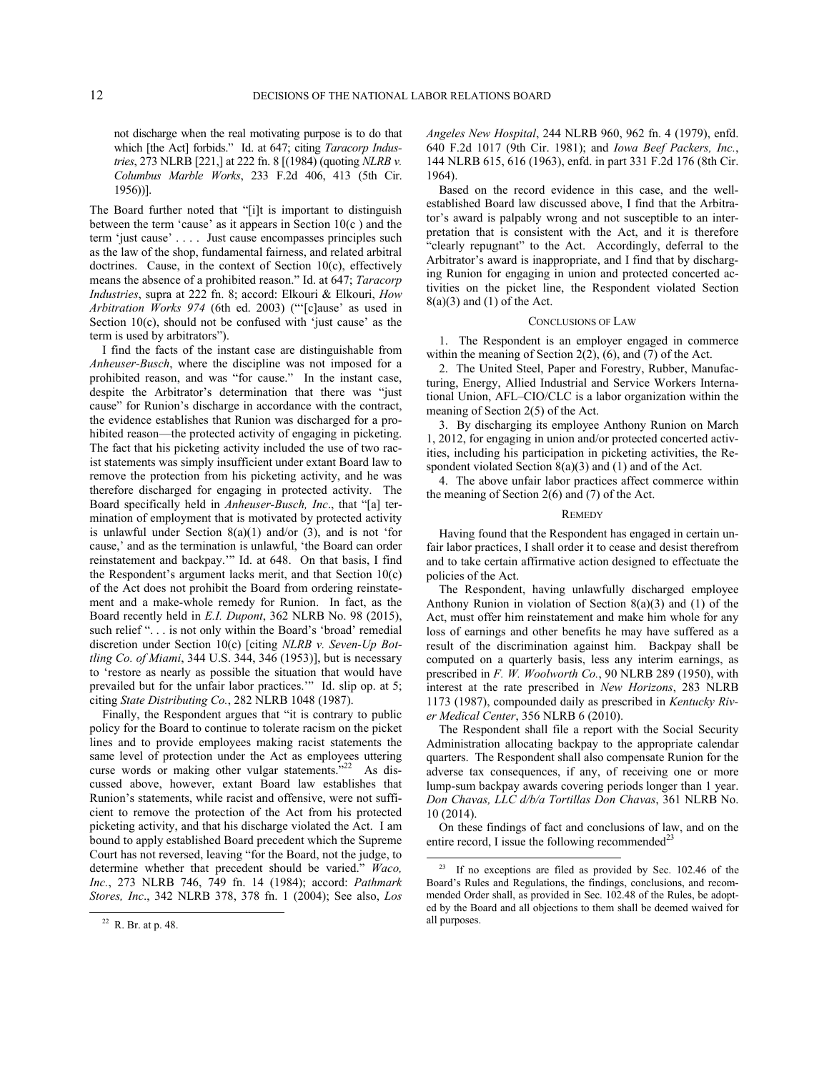> not discharge when the real motivating purpose is to do that which [the Act] forbids." Id. at 647; citing *Taracorp Industries*, 273 NLRB [221,] at 222 fn. 8 [(1984) (quoting *NLRB v. Columbus Marble Works*, 233 F.2d 406, 413 (5th Cir. 1956))].

The Board further noted that "[i]t is important to distinguish between the term 'cause' as it appears in Section 10(c ) and the term 'just cause' . . . . Just cause encompasses principles such as the law of the shop, fundamental fairness, and related arbitral doctrines. Cause, in the context of Section 10(c), effectively means the absence of a prohibited reason." Id. at 647; *Taracorp Industries*, supra at 222 fn. 8; accord: Elkouri & Elkouri, *How Arbitration Works 974* (6th ed. 2003) ("'[c]ause' as used in Section 10(c), should not be confused with 'just cause' as the term is used by arbitrators").

I find the facts of the instant case are distinguishable from *Anheuser-Busch*, where the discipline was not imposed for a prohibited reason, and was "for cause." In the instant case, despite the Arbitrator's determination that there was "just cause" for Runion's discharge in accordance with the contract, the evidence establishes that Runion was discharged for a prohibited reason—the protected activity of engaging in picketing. The fact that his picketing activity included the use of two racist statements was simply insufficient under extant Board law to remove the protection from his picketing activity, and he was therefore discharged for engaging in protected activity. The Board specifically held in *Anheuser-Busch, Inc*., that "[a] termination of employment that is motivated by protected activity is unlawful under Section 8(a)(1) and/or (3), and is not 'for cause,' and as the termination is unlawful, 'the Board can order reinstatement and backpay.'" Id. at 648. On that basis, I find the Respondent's argument lacks merit, and that Section 10(c) of the Act does not prohibit the Board from ordering reinstatement and a make-whole remedy for Runion. In fact, as the Board recently held in *E.I. Dupont*, 362 NLRB No. 98 (2015), such relief ". . . is not only within the Board's 'broad' remedial discretion under Section 10(c) [citing *NLRB v. Seven-Up Bottling Co. of Miami*, 344 U.S. 344, 346 (1953)], but is necessary to 'restore as nearly as possible the situation that would have prevailed but for the unfair labor practices.'" Id. slip op. at 5; citing *State Distributing Co.*, 282 NLRB 1048 (1987).

Finally, the Respondent argues that "it is contrary to public policy for the Board to continue to tolerate racism on the picket lines and to provide employees making racist statements the same level of protection under the Act as employees uttering curse words or making other vulgar statements."[22] As discussed above, however, extant Board law establishes that Runion's statements, while racist and offensive, were not sufficient to remove the protection of the Act from his protected picketing activity, and that his discharge violated the Act. I am bound to apply established Board precedent which the Supreme Court has not reversed, leaving "for the Board, not the judge, to determine whether that precedent should be varied." *Waco, Inc.*, 273 NLRB 746, 749 fn. 14 (1984); accord: *Pathmark Stores, Inc*., 342 NLRB 378, 378 fn. 1 (2004); See also, *Los Angeles New Hospital*, 244 NLRB 960, 962 fn. 4 (1979), enfd. 640 F.2d 1017 (9th Cir. 1981); and *Iowa Beef Packers, Inc.*, 144 NLRB 615, 616 (1963), enfd. in part 331 F.2d 176 (8th Cir. 1964).

Based on the record evidence in this case, and the well-established Board law discussed above, I find that the Arbitrator's award is palpably wrong and not susceptible to an interpretation that is consistent with the Act, and it is therefore "clearly repugnant" to the Act. Accordingly, deferral to the Arbitrator's award is inappropriate, and I find that by discharging Runion for engaging in union and protected concerted activities on the picket line, the Respondent violated Section 8(a)(3) and (1) of the Act.

## CONCLUSIONS OF LAW

1. The Respondent is an employer engaged in commerce within the meaning of Section 2(2), (6), and (7) of the Act.

2. The United Steel, Paper and Forestry, Rubber, Manufacturing, Energy, Allied Industrial and Service Workers International Union, AFL–CIO/CLC is a labor organization within the meaning of Section 2(5) of the Act.

3. By discharging its employee Anthony Runion on March 1, 2012, for engaging in union and/or protected concerted activities, including his participation in picketing activities, the Respondent violated Section 8(a)(3) and (1) and of the Act.

4. The above unfair labor practices affect commerce within the meaning of Section 2(6) and (7) of the Act.

## REMEDY

Having found that the Respondent has engaged in certain unfair labor practices, I shall order it to cease and desist therefrom and to take certain affirmative action designed to effectuate the policies of the Act.

The Respondent, having unlawfully discharged employee Anthony Runion in violation of Section 8(a)(3) and (1) of the Act, must offer him reinstatement and make him whole for any loss of earnings and other benefits he may have suffered as a result of the discrimination against him. Backpay shall be computed on a quarterly basis, less any interim earnings, as prescribed in *F. W. Woolworth Co.*, 90 NLRB 289 (1950), with interest at the rate prescribed in *New Horizons*, 283 NLRB 1173 (1987), compounded daily as prescribed in *Kentucky River Medical Center*, 356 NLRB 6 (2010).

The Respondent shall file a report with the Social Security Administration allocating backpay to the appropriate calendar quarters. The Respondent shall also compensate Runion for the adverse tax consequences, if any, of receiving one or more lump-sum backpay awards covering periods longer than 1 year. *Don Chavas, LLC d/b/a Tortillas Don Chavas*, 361 NLRB No. 10 (2014).

On these findings of fact and conclusions of law, and on the entire record, I issue the following recommended[23]

---

[22] R. Br. at p. 48.

[23] If no exceptions are filed as provided by Sec. 102.46 of the Board's Rules and Regulations, the findings, conclusions, and recommended Order shall, as provided in Sec. 102.48 of the Rules, be adopted by the Board and all objections to them shall be deemed waived for all purposes.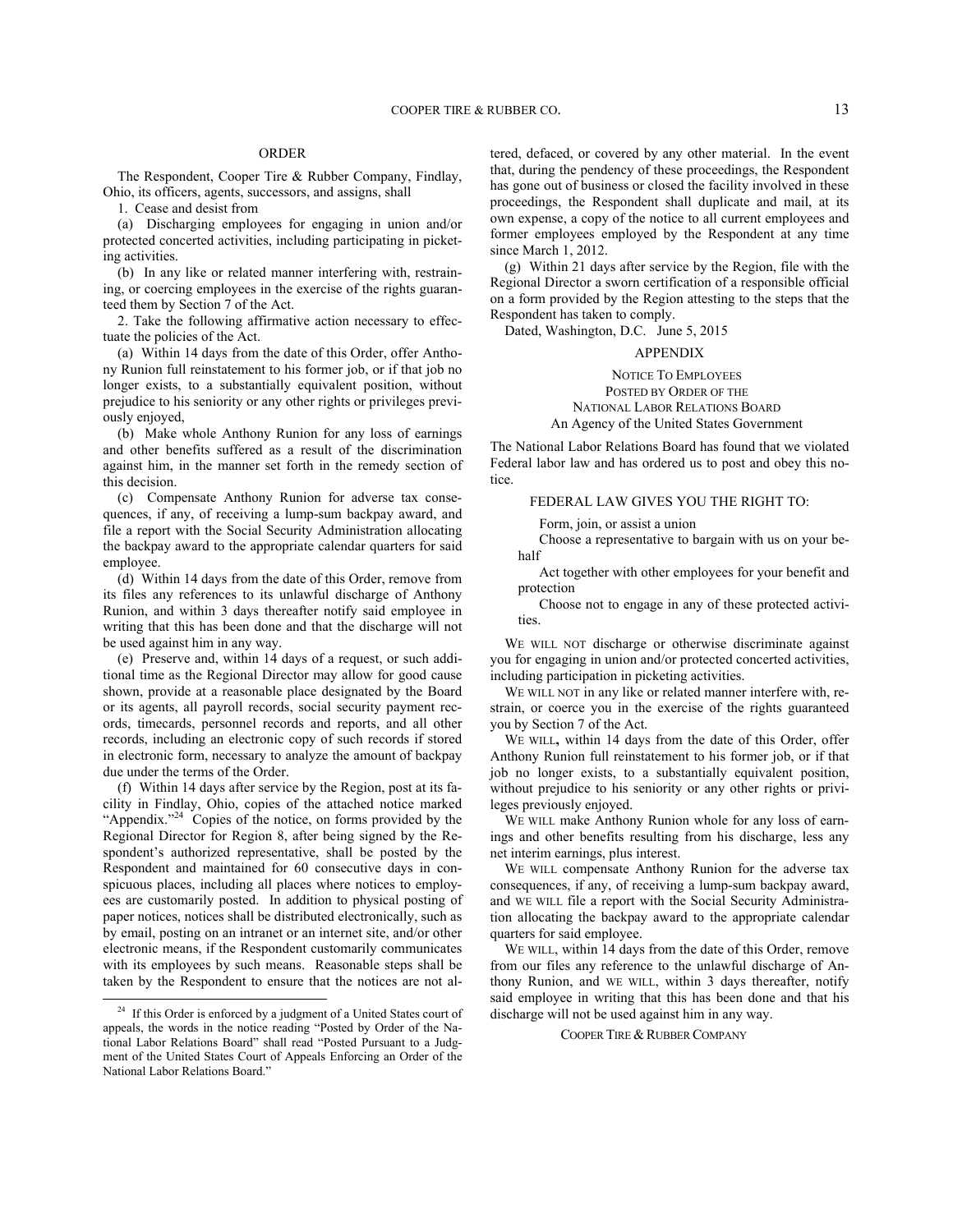## ORDER

The Respondent, Cooper Tire & Rubber Company, Findlay, Ohio, its officers, agents, successors, and assigns, shall

1. Cease and desist from

(a) Discharging employees for engaging in union and/or protected concerted activities, including participating in picketing activities.

(b) In any like or related manner interfering with, restraining, or coercing employees in the exercise of the rights guaranteed them by Section 7 of the Act.

2. Take the following affirmative action necessary to effectuate the policies of the Act.

(a) Within 14 days from the date of this Order, offer Anthony Runion full reinstatement to his former job, or if that job no longer exists, to a substantially equivalent position, without prejudice to his seniority or any other rights or privileges previously enjoyed,

(b) Make whole Anthony Runion for any loss of earnings and other benefits suffered as a result of the discrimination against him, in the manner set forth in the remedy section of this decision.

(c) Compensate Anthony Runion for adverse tax consequences, if any, of receiving a lump-sum backpay award, and file a report with the Social Security Administration allocating the backpay award to the appropriate calendar quarters for said employee.

(d) Within 14 days from the date of this Order, remove from its files any references to its unlawful discharge of Anthony Runion, and within 3 days thereafter notify said employee in writing that this has been done and that the discharge will not be used against him in any way.

(e) Preserve and, within 14 days of a request, or such additional time as the Regional Director may allow for good cause shown, provide at a reasonable place designated by the Board or its agents, all payroll records, social security payment records, timecards, personnel records and reports, and all other records, including an electronic copy of such records if stored in electronic form, necessary to analyze the amount of backpay due under the terms of the Order.

(f) Within 14 days after service by the Region, post at its facility in Findlay, Ohio, copies of the attached notice marked "Appendix."[24] Copies of the notice, on forms provided by the Regional Director for Region 8, after being signed by the Respondent's authorized representative, shall be posted by the Respondent and maintained for 60 consecutive days in conspicuous places, including all places where notices to employees are customarily posted. In addition to physical posting of paper notices, notices shall be distributed electronically, such as by email, posting on an intranet or an internet site, and/or other electronic means, if the Respondent customarily communicates with its employees by such means. Reasonable steps shall be taken by the Respondent to ensure that the notices are not altered, defaced, or covered by any other material. In the event that, during the pendency of these proceedings, the Respondent has gone out of business or closed the facility involved in these proceedings, the Respondent shall duplicate and mail, at its own expense, a copy of the notice to all current employees and former employees employed by the Respondent at any time since March 1, 2012.

(g) Within 21 days after service by the Region, file with the Regional Director a sworn certification of a responsible official on a form provided by the Region attesting to the steps that the Respondent has taken to comply.

Dated, Washington, D.C. June 5, 2015

## APPENDIX

NOTICE TO EMPLOYEES
POSTED BY ORDER OF THE
NATIONAL LABOR RELATIONS BOARD
An Agency of the United States Government

The National Labor Relations Board has found that we violated Federal labor law and has ordered us to post and obey this notice.

FEDERAL LAW GIVES YOU THE RIGHT TO:

Form, join, or assist a union

Choose a representative to bargain with us on your behalf

Act together with other employees for your benefit and protection

Choose not to engage in any of these protected activities.

WE WILL NOT discharge or otherwise discriminate against you for engaging in union and/or protected concerted activities, including participation in picketing activities.

WE WILL NOT in any like or related manner interfere with, restrain, or coerce you in the exercise of the rights guaranteed you by Section 7 of the Act.

WE WILL, within 14 days from the date of this Order, offer Anthony Runion full reinstatement to his former job, or if that job no longer exists, to a substantially equivalent position, without prejudice to his seniority or any other rights or privileges previously enjoyed.

WE WILL make Anthony Runion whole for any loss of earnings and other benefits resulting from his discharge, less any net interim earnings, plus interest.

WE WILL compensate Anthony Runion for the adverse tax consequences, if any, of receiving a lump-sum backpay award, and WE WILL file a report with the Social Security Administration allocating the backpay award to the appropriate calendar quarters for said employee.

WE WILL, within 14 days from the date of this Order, remove from our files any reference to the unlawful discharge of Anthony Runion, and WE WILL, within 3 days thereafter, notify said employee in writing that this has been done and that his discharge will not be used against him in any way.

COOPER TIRE & RUBBER COMPANY

---

[24] If this Order is enforced by a judgment of a United States court of appeals, the words in the notice reading "Posted by Order of the National Labor Relations Board" shall read "Posted Pursuant to a Judgment of the United States Court of Appeals Enforcing an Order of the National Labor Relations Board."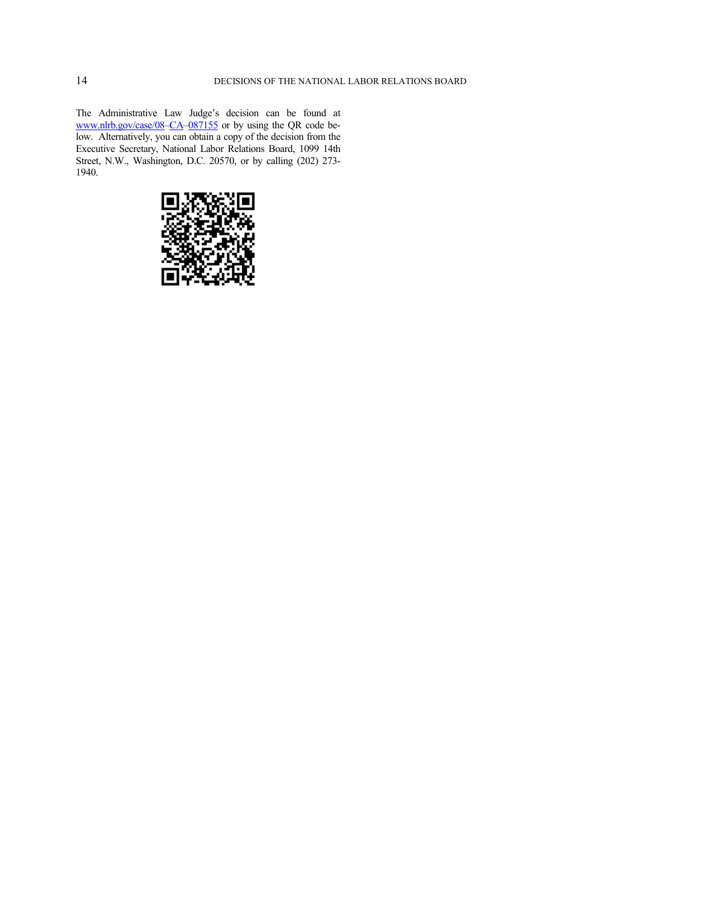The Administrative Law Judge's decision can be found at www.nlrb.gov/case/08–CA–087155 or by using the QR code below. Alternatively, you can obtain a copy of the decision from the Executive Secretary, National Labor Relations Board, 1099 14th Street, N.W., Washington, D.C. 20570, or by calling (202) 273-1940.